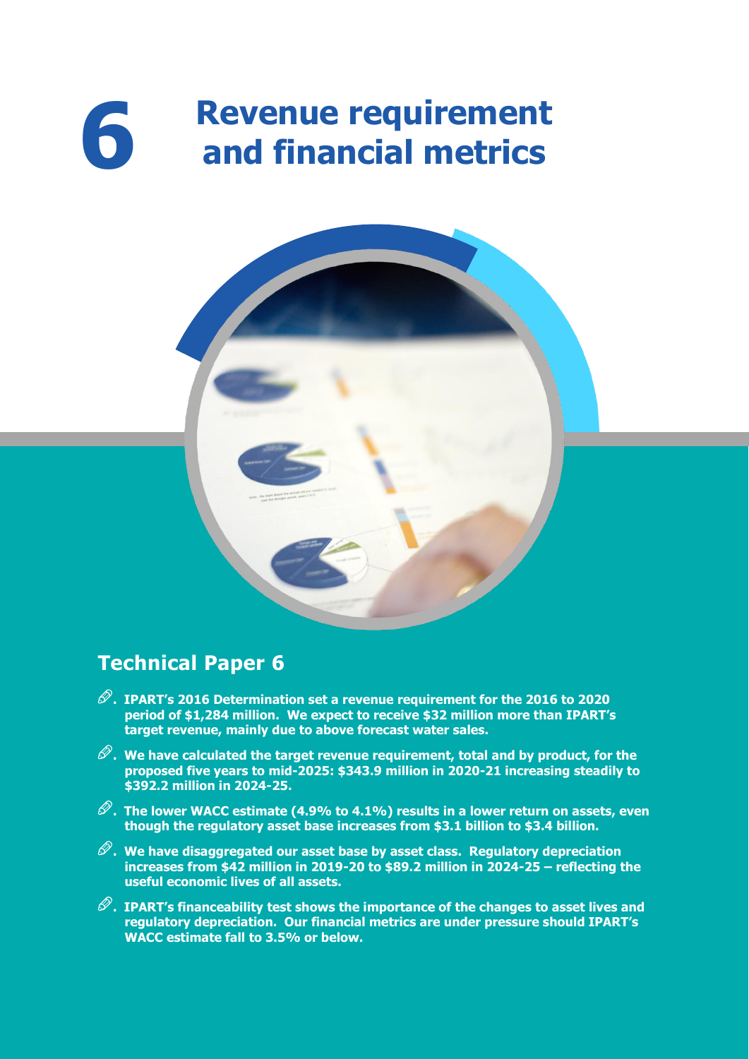# 6 Revenue requirement and financial metrics

## Technical Paper 6

- **IPART's 2016 Determination set a revenue requirement for the 2016 to 2020 period of $1,284 million. We expect to receive $32 million more than IPART's target revenue, mainly due to above forecast water sales.**
- **We have calculated the target revenue requirement, total and by product, for the proposed five years to mid-2025: $343.9 million in 2020-21 increasing steadily to $392.2 million in 2024-25.**
- **The lower WACC estimate (4.9% to 4.1%) results in a lower return on assets, even though the regulatory asset base increases from $3.1 billion to $3.4 billion.**
- **We have disaggregated our asset base by asset class. Regulatory depreciation increases from $42 million in 2019-20 to $89.2 million in 2024-25 – reflecting the useful economic lives of all assets.**
- **IPART's financeability test shows the importance of the changes to asset lives and regulatory depreciation. Our financial metrics are under pressure should IPART's WACC estimate fall to 3.5% or below.**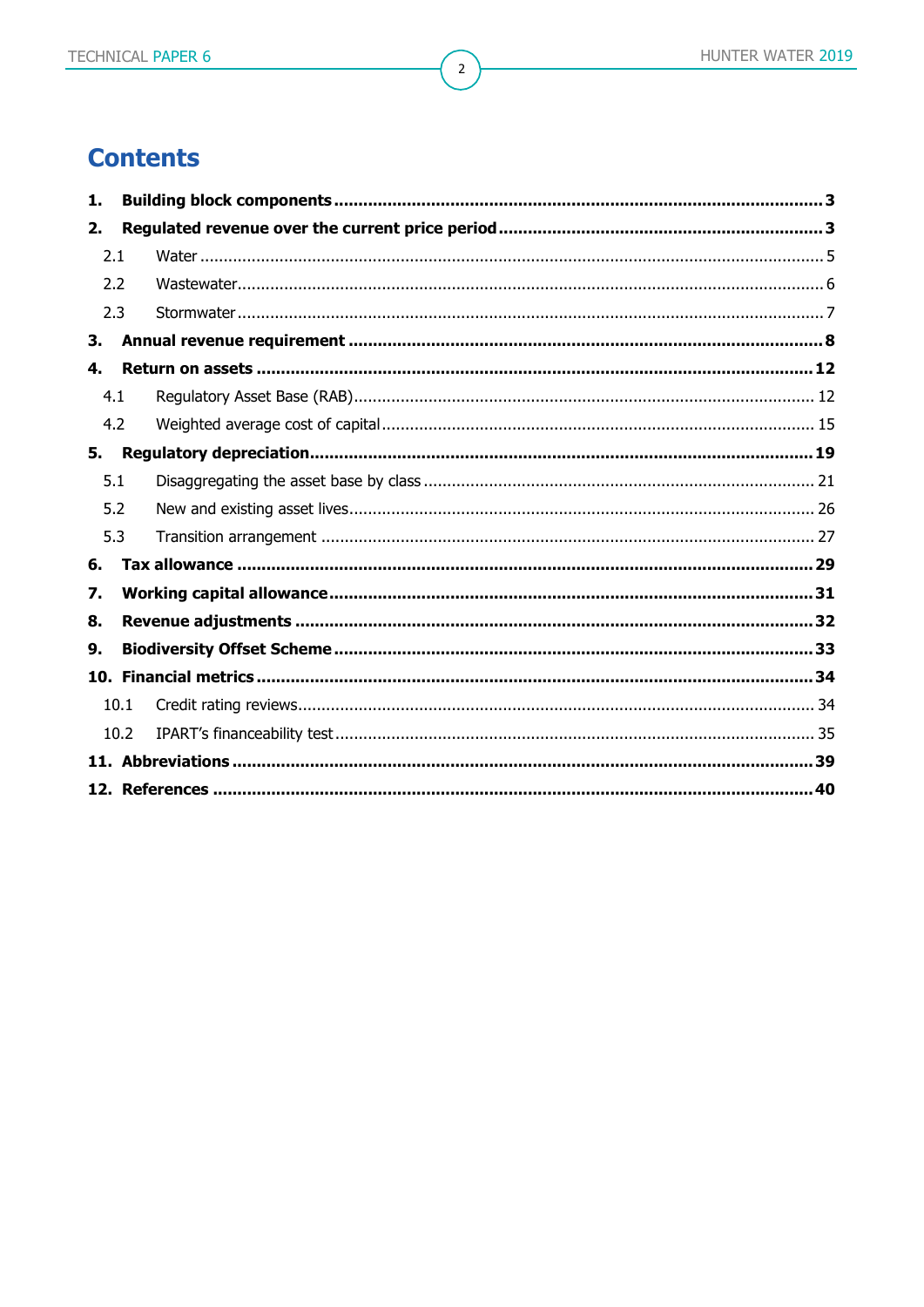# Contents

1. **Building block components** ..... 3
2. **Regulated revenue over the current price period** ..... 3
   - 2.1 Water ..... 5
   - 2.2 Wastewater ..... 6
   - 2.3 Stormwater ..... 7
3. **Annual revenue requirement** ..... 8
4. **Return on assets** ..... 12
   - 4.1 Regulatory Asset Base (RAB) ..... 12
   - 4.2 Weighted average cost of capital ..... 15
5. **Regulatory depreciation** ..... 19
   - 5.1 Disaggregating the asset base by class ..... 21
   - 5.2 New and existing asset lives ..... 26
   - 5.3 Transition arrangement ..... 27
6. **Tax allowance** ..... 29
7. **Working capital allowance** ..... 31
8. **Revenue adjustments** ..... 32
9. **Biodiversity Offset Scheme** ..... 33
10. **Financial metrics** ..... 34
    - 10.1 Credit rating reviews ..... 34
    - 10.2 IPART's financeability test ..... 35
11. **Abbreviations** ..... 39
12. **References** ..... 40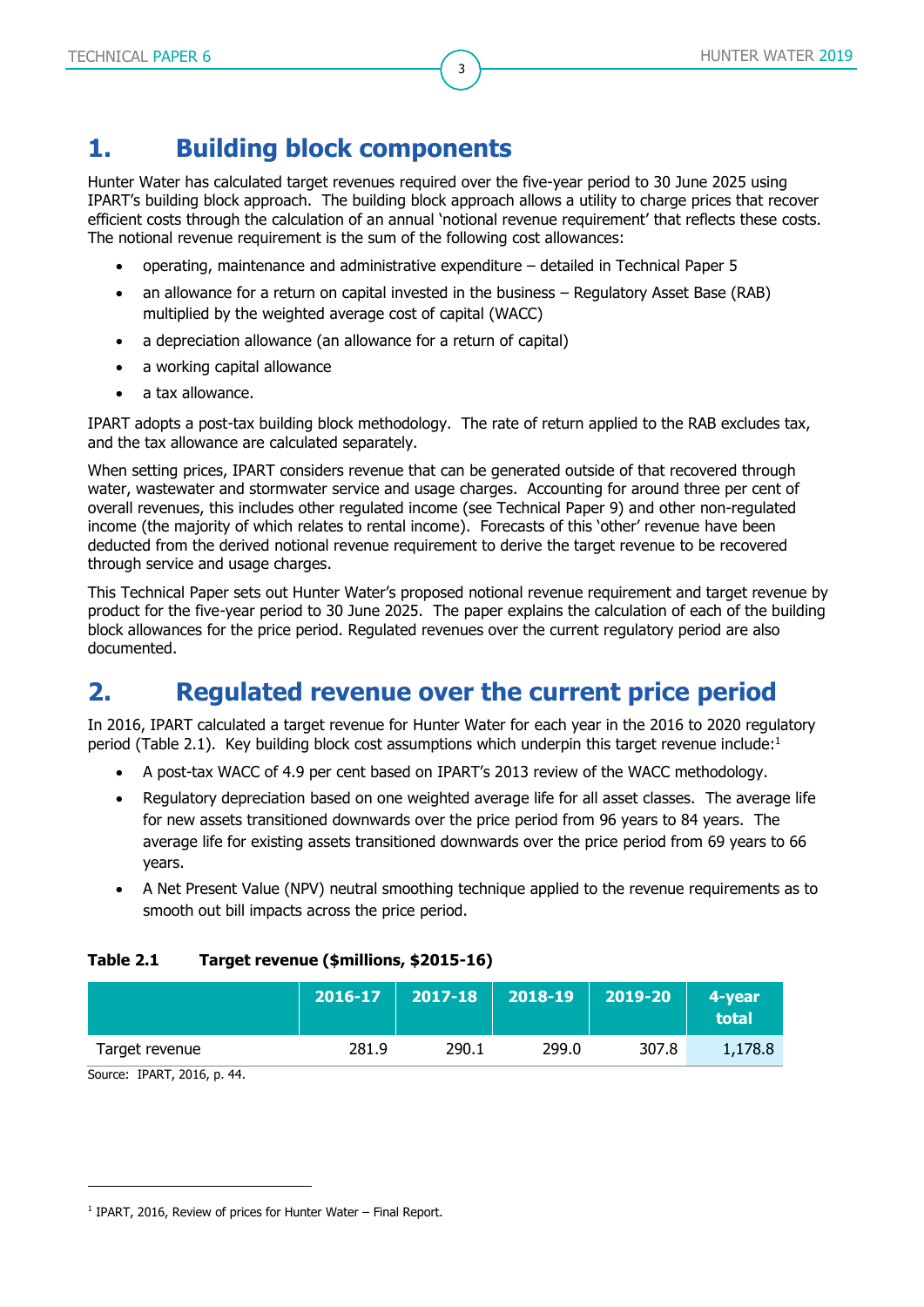# 1. Building block components

Hunter Water has calculated target revenues required over the five-year period to 30 June 2025 using IPART's building block approach. The building block approach allows a utility to charge prices that recover efficient costs through the calculation of an annual 'notional revenue requirement' that reflects these costs. The notional revenue requirement is the sum of the following cost allowances:

- operating, maintenance and administrative expenditure – detailed in Technical Paper 5
- an allowance for a return on capital invested in the business – Regulatory Asset Base (RAB) multiplied by the weighted average cost of capital (WACC)
- a depreciation allowance (an allowance for a return of capital)
- a working capital allowance
- a tax allowance.

IPART adopts a post-tax building block methodology. The rate of return applied to the RAB excludes tax, and the tax allowance are calculated separately.

When setting prices, IPART considers revenue that can be generated outside of that recovered through water, wastewater and stormwater service and usage charges. Accounting for around three per cent of overall revenues, this includes other regulated income (see Technical Paper 9) and other non-regulated income (the majority of which relates to rental income). Forecasts of this 'other' revenue have been deducted from the derived notional revenue requirement to derive the target revenue to be recovered through service and usage charges.

This Technical Paper sets out Hunter Water's proposed notional revenue requirement and target revenue by product for the five-year period to 30 June 2025. The paper explains the calculation of each of the building block allowances for the price period. Regulated revenues over the current regulatory period are also documented.

# 2. Regulated revenue over the current price period

In 2016, IPART calculated a target revenue for Hunter Water for each year in the 2016 to 2020 regulatory period (Table 2.1). Key building block cost assumptions which underpin this target revenue include:[1]

- A post-tax WACC of 4.9 per cent based on IPART's 2013 review of the WACC methodology.
- Regulatory depreciation based on one weighted average life for all asset classes. The average life for new assets transitioned downwards over the price period from 96 years to 84 years. The average life for existing assets transitioned downwards over the price period from 69 years to 66 years.
- A Net Present Value (NPV) neutral smoothing technique applied to the revenue requirements as to smooth out bill impacts across the price period.

**Table 2.1 Target revenue ($millions, $2015-16)**

| | 2016-17 | 2017-18 | 2018-19 | 2019-20 | 4-year total |
|---|---|---|---|---|---|
| Target revenue | 281.9 | 290.1 | 299.0 | 307.8 | 1,178.8 |

Source: IPART, 2016, p. 44.

[1] IPART, 2016, Review of prices for Hunter Water – Final Report.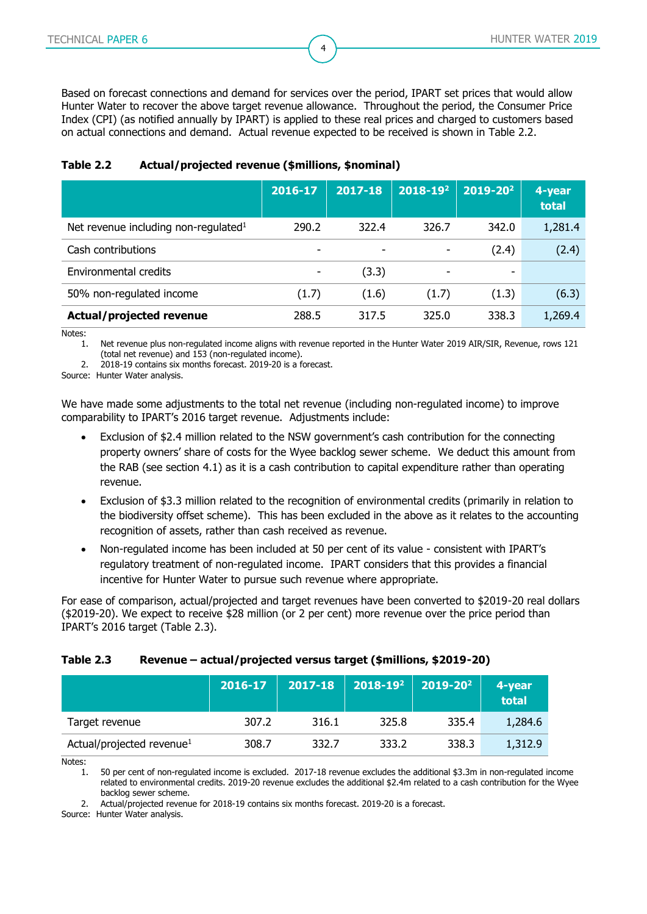Based on forecast connections and demand for services over the period, IPART set prices that would allow Hunter Water to recover the above target revenue allowance. Throughout the period, the Consumer Price Index (CPI) (as notified annually by IPART) is applied to these real prices and charged to customers based on actual connections and demand. Actual revenue expected to be received is shown in Table 2.2.

**Table 2.2 Actual/projected revenue ($millions, $nominal)**

| | 2016-17 | 2017-18 | 2018-19[2] | 2019-20[2] | 4-year total |
|---|---|---|---|---|---|
| Net revenue including non-regulated[1] | 290.2 | 322.4 | 326.7 | 342.0 | 1,281.4 |
| Cash contributions | - | - | - | (2.4) | (2.4) |
| Environmental credits | - | (3.3) | - | - | |
| 50% non-regulated income | (1.7) | (1.6) | (1.7) | (1.3) | (6.3) |
| **Actual/projected revenue** | 288.5 | 317.5 | 325.0 | 338.3 | 1,269.4 |

Notes:
1. Net revenue plus non-regulated income aligns with revenue reported in the Hunter Water 2019 AIR/SIR, Revenue, rows 121 (total net revenue) and 153 (non-regulated income).
2. 2018-19 contains six months forecast. 2019-20 is a forecast.

Source: Hunter Water analysis.

We have made some adjustments to the total net revenue (including non-regulated income) to improve comparability to IPART's 2016 target revenue. Adjustments include:

- Exclusion of $2.4 million related to the NSW government's cash contribution for the connecting property owners' share of costs for the Wyee backlog sewer scheme. We deduct this amount from the RAB (see section 4.1) as it is a cash contribution to capital expenditure rather than operating revenue.
- Exclusion of $3.3 million related to the recognition of environmental credits (primarily in relation to the biodiversity offset scheme). This has been excluded in the above as it relates to the accounting recognition of assets, rather than cash received as revenue.
- Non-regulated income has been included at 50 per cent of its value - consistent with IPART's regulatory treatment of non-regulated income. IPART considers that this provides a financial incentive for Hunter Water to pursue such revenue where appropriate.

For ease of comparison, actual/projected and target revenues have been converted to $2019-20 real dollars ($2019-20). We expect to receive $28 million (or 2 per cent) more revenue over the price period than IPART's 2016 target (Table 2.3).

**Table 2.3 Revenue – actual/projected versus target ($millions, $2019-20)**

| | 2016-17 | 2017-18 | 2018-19[2] | 2019-20[2] | 4-year total |
|---|---|---|---|---|---|
| Target revenue | 307.2 | 316.1 | 325.8 | 335.4 | 1,284.6 |
| Actual/projected revenue[1] | 308.7 | 332.7 | 333.2 | 338.3 | 1,312.9 |

Notes:
1. 50 per cent of non-regulated income is excluded. 2017-18 revenue excludes the additional $3.3m in non-regulated income related to environmental credits. 2019-20 revenue excludes the additional $2.4m related to a cash contribution for the Wyee backlog sewer scheme.
2. Actual/projected revenue for 2018-19 contains six months forecast. 2019-20 is a forecast.

Source: Hunter Water analysis.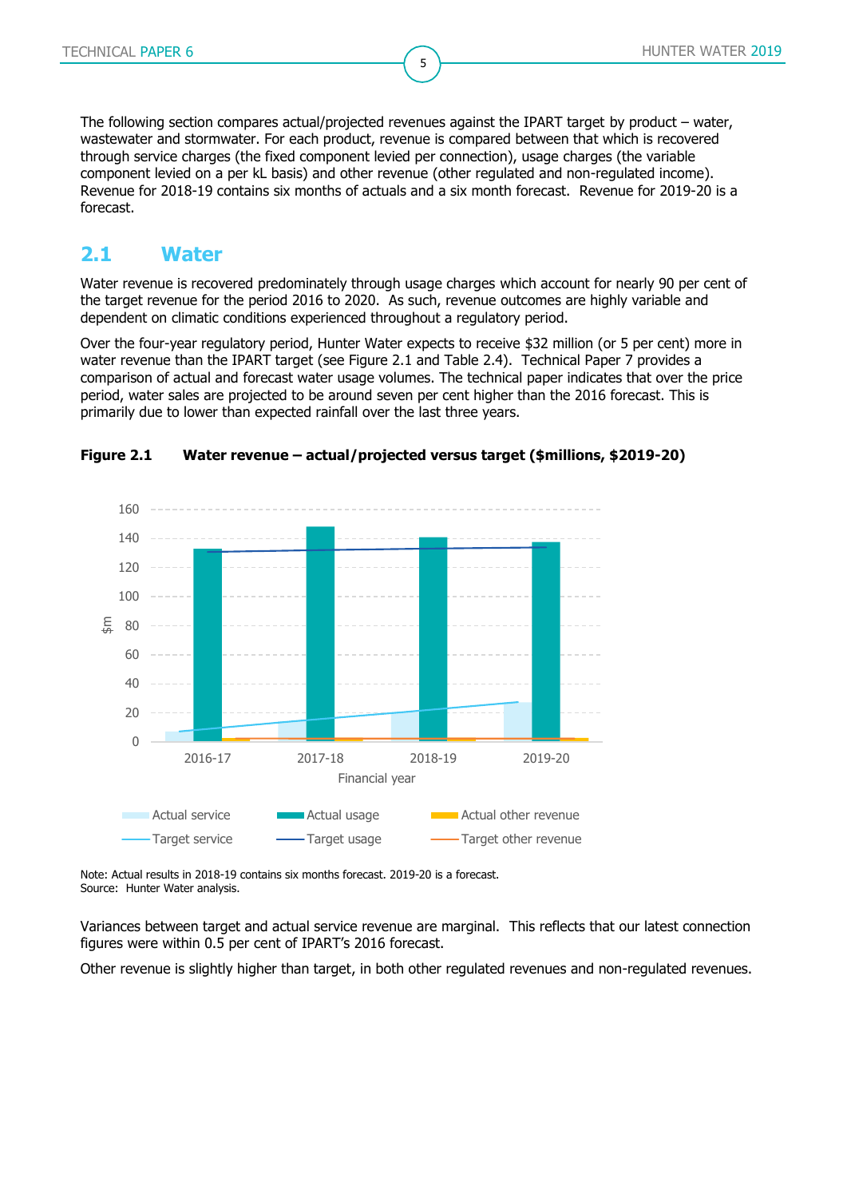The following section compares actual/projected revenues against the IPART target by product – water, wastewater and stormwater. For each product, revenue is compared between that which is recovered through service charges (the fixed component levied per connection), usage charges (the variable component levied on a per kL basis) and other revenue (other regulated and non-regulated income). Revenue for 2018-19 contains six months of actuals and a six month forecast. Revenue for 2019-20 is a forecast.

## 2.1 Water

Water revenue is recovered predominately through usage charges which account for nearly 90 per cent of the target revenue for the period 2016 to 2020. As such, revenue outcomes are highly variable and dependent on climatic conditions experienced throughout a regulatory period.

Over the four-year regulatory period, Hunter Water expects to receive $32 million (or 5 per cent) more in water revenue than the IPART target (see Figure 2.1 and Table 2.4). Technical Paper 7 provides a comparison of actual and forecast water usage volumes. The technical paper indicates that over the price period, water sales are projected to be around seven per cent higher than the 2016 forecast. This is primarily due to lower than expected rainfall over the last three years.

**Figure 2.1 Water revenue – actual/projected versus target ($millions, $2019-20)**

Note: Actual results in 2018-19 contains six months forecast. 2019-20 is a forecast.
Source: Hunter Water analysis.

Variances between target and actual service revenue are marginal. This reflects that our latest connection figures were within 0.5 per cent of IPART's 2016 forecast.

Other revenue is slightly higher than target, in both other regulated revenues and non-regulated revenues.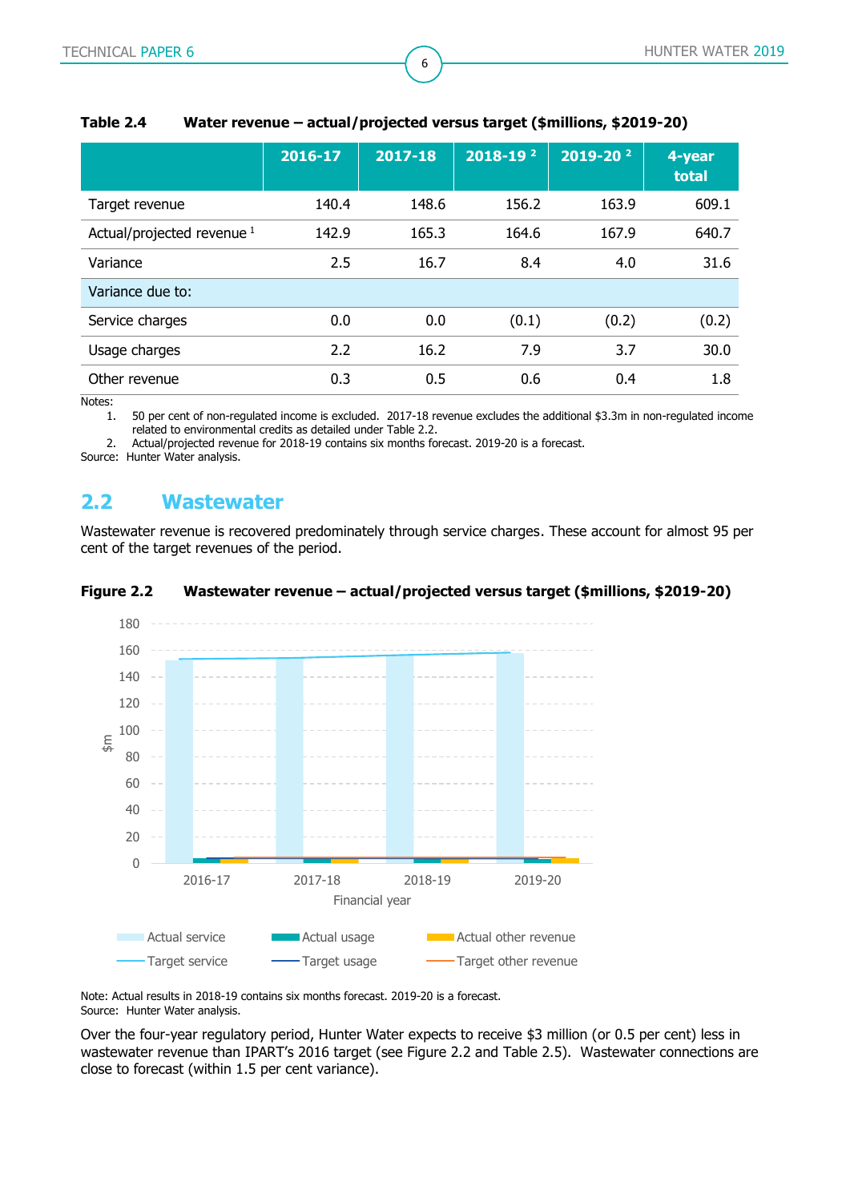**Table 2.4 Water revenue – actual/projected versus target ($millions, $2019-20)**

| | 2016-17 | 2017-18 | 2018-19 [2] | 2019-20 [2] | 4-year total |
|---|---|---|---|---|---|
| Target revenue | 140.4 | 148.6 | 156.2 | 163.9 | 609.1 |
| Actual/projected revenue [1] | 142.9 | 165.3 | 164.6 | 167.9 | 640.7 |
| Variance | 2.5 | 16.7 | 8.4 | 4.0 | 31.6 |
| Variance due to: | | | | | |
| Service charges | 0.0 | 0.0 | (0.1) | (0.2) | (0.2) |
| Usage charges | 2.2 | 16.2 | 7.9 | 3.7 | 30.0 |
| Other revenue | 0.3 | 0.5 | 0.6 | 0.4 | 1.8 |

Notes:

1. 50 per cent of non-regulated income is excluded. 2017-18 revenue excludes the additional $3.3m in non-regulated income related to environmental credits as detailed under Table 2.2.
2. Actual/projected revenue for 2018-19 contains six months forecast. 2019-20 is a forecast.

Source: Hunter Water analysis.

## 2.2 Wastewater

Wastewater revenue is recovered predominately through service charges. These account for almost 95 per cent of the target revenues of the period.

**Figure 2.2 Wastewater revenue – actual/projected versus target ($millions, $2019-20)**

Note: Actual results in 2018-19 contains six months forecast. 2019-20 is a forecast.
Source: Hunter Water analysis.

Over the four-year regulatory period, Hunter Water expects to receive $3 million (or 0.5 per cent) less in wastewater revenue than IPART's 2016 target (see Figure 2.2 and Table 2.5). Wastewater connections are close to forecast (within 1.5 per cent variance).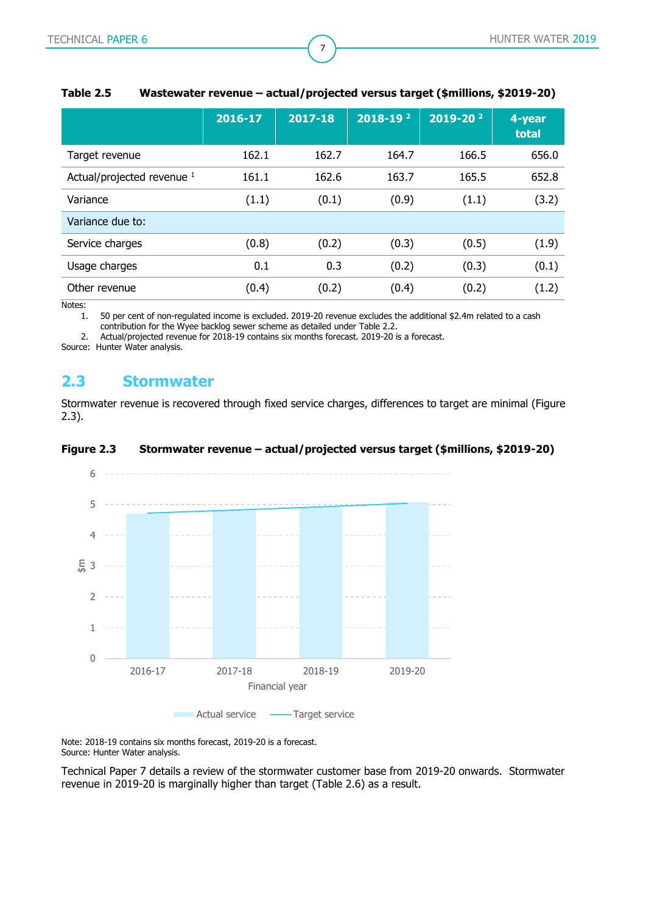**Table 2.5 Wastewater revenue – actual/projected versus target ($millions, $2019-20)**

| | 2016-17 | 2017-18 | 2018-19 [2] | 2019-20 [2] | 4-year total |
|---|---|---|---|---|---|
| Target revenue | 162.1 | 162.7 | 164.7 | 166.5 | 656.0 |
| Actual/projected revenue [1] | 161.1 | 162.6 | 163.7 | 165.5 | 652.8 |
| Variance | (1.1) | (0.1) | (0.9) | (1.1) | (3.2) |
| Variance due to: | | | | | |
| Service charges | (0.8) | (0.2) | (0.3) | (0.5) | (1.9) |
| Usage charges | 0.1 | 0.3 | (0.2) | (0.3) | (0.1) |
| Other revenue | (0.4) | (0.2) | (0.4) | (0.2) | (1.2) |

Notes:
1. 50 per cent of non-regulated income is excluded. 2019-20 revenue excludes the additional $2.4m related to a cash contribution for the Wyee backlog sewer scheme as detailed under Table 2.2.
2. Actual/projected revenue for 2018-19 contains six months forecast. 2019-20 is a forecast.

Source: Hunter Water analysis.

## 2.3 Stormwater

Stormwater revenue is recovered through fixed service charges, differences to target are minimal (Figure 2.3).

**Figure 2.3 Stormwater revenue – actual/projected versus target ($millions, $2019-20)**

Note: 2018-19 contains six months forecast, 2019-20 is a forecast.
Source: Hunter Water analysis.

Technical Paper 7 details a review of the stormwater customer base from 2019-20 onwards. Stormwater revenue in 2019-20 is marginally higher than target (Table 2.6) as a result.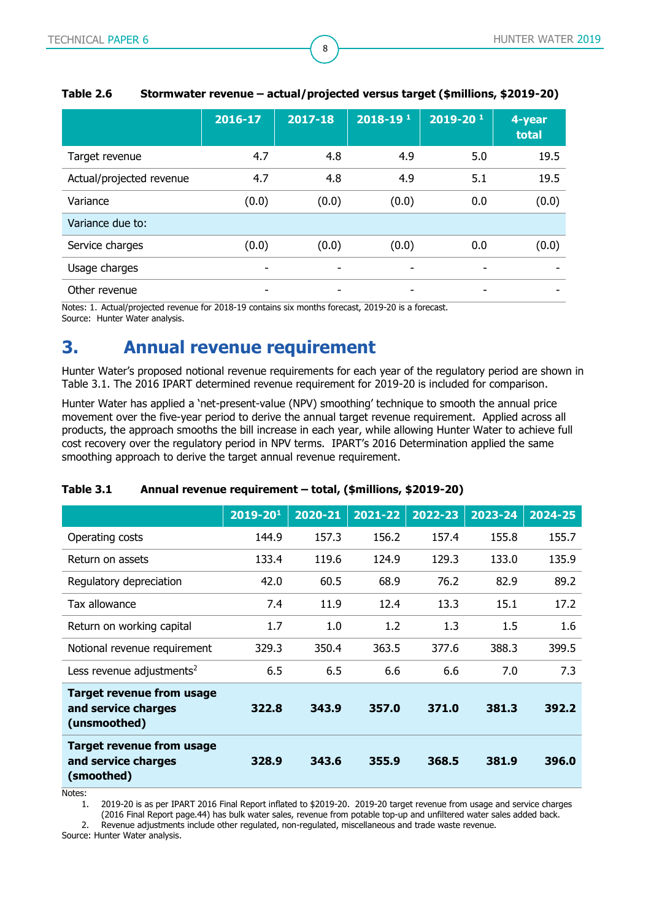**Table 2.6 Stormwater revenue – actual/projected versus target ($millions, $2019-20)**

| | 2016-17 | 2017-18 | 2018-19 [1] | 2019-20 [1] | 4-year total |
|---|---|---|---|---|---|
| Target revenue | 4.7 | 4.8 | 4.9 | 5.0 | 19.5 |
| Actual/projected revenue | 4.7 | 4.8 | 4.9 | 5.1 | 19.5 |
| Variance | (0.0) | (0.0) | (0.0) | 0.0 | (0.0) |
| Variance due to: | | | | | |
| Service charges | (0.0) | (0.0) | (0.0) | 0.0 | (0.0) |
| Usage charges | - | - | - | - | - |
| Other revenue | - | - | - | - | - |

Notes: 1. Actual/projected revenue for 2018-19 contains six months forecast, 2019-20 is a forecast.
Source: Hunter Water analysis.

# 3. Annual revenue requirement

Hunter Water's proposed notional revenue requirements for each year of the regulatory period are shown in Table 3.1. The 2016 IPART determined revenue requirement for 2019-20 is included for comparison.

Hunter Water has applied a 'net-present-value (NPV) smoothing' technique to smooth the annual price movement over the five-year period to derive the annual target revenue requirement. Applied across all products, the approach smooths the bill increase in each year, while allowing Hunter Water to achieve full cost recovery over the regulatory period in NPV terms. IPART's 2016 Determination applied the same smoothing approach to derive the target annual revenue requirement.

**Table 3.1 Annual revenue requirement – total, ($millions, $2019-20)**

| | 2019-20[1] | 2020-21 | 2021-22 | 2022-23 | 2023-24 | 2024-25 |
|---|---|---|---|---|---|---|
| Operating costs | 144.9 | 157.3 | 156.2 | 157.4 | 155.8 | 155.7 |
| Return on assets | 133.4 | 119.6 | 124.9 | 129.3 | 133.0 | 135.9 |
| Regulatory depreciation | 42.0 | 60.5 | 68.9 | 76.2 | 82.9 | 89.2 |
| Tax allowance | 7.4 | 11.9 | 12.4 | 13.3 | 15.1 | 17.2 |
| Return on working capital | 1.7 | 1.0 | 1.2 | 1.3 | 1.5 | 1.6 |
| Notional revenue requirement | 329.3 | 350.4 | 363.5 | 377.6 | 388.3 | 399.5 |
| Less revenue adjustments[2] | 6.5 | 6.5 | 6.6 | 6.6 | 7.0 | 7.3 |
| **Target revenue from usage and service charges (unsmoothed)** | **322.8** | **343.9** | **357.0** | **371.0** | **381.3** | **392.2** |
| **Target revenue from usage and service charges (smoothed)** | **328.9** | **343.6** | **355.9** | **368.5** | **381.9** | **396.0** |

Notes:
1. 2019-20 is as per IPART 2016 Final Report inflated to $2019-20. 2019-20 target revenue from usage and service charges (2016 Final Report page.44) has bulk water sales, revenue from potable top-up and unfiltered water sales added back.
2. Revenue adjustments include other regulated, non-regulated, miscellaneous and trade waste revenue.

Source: Hunter Water analysis.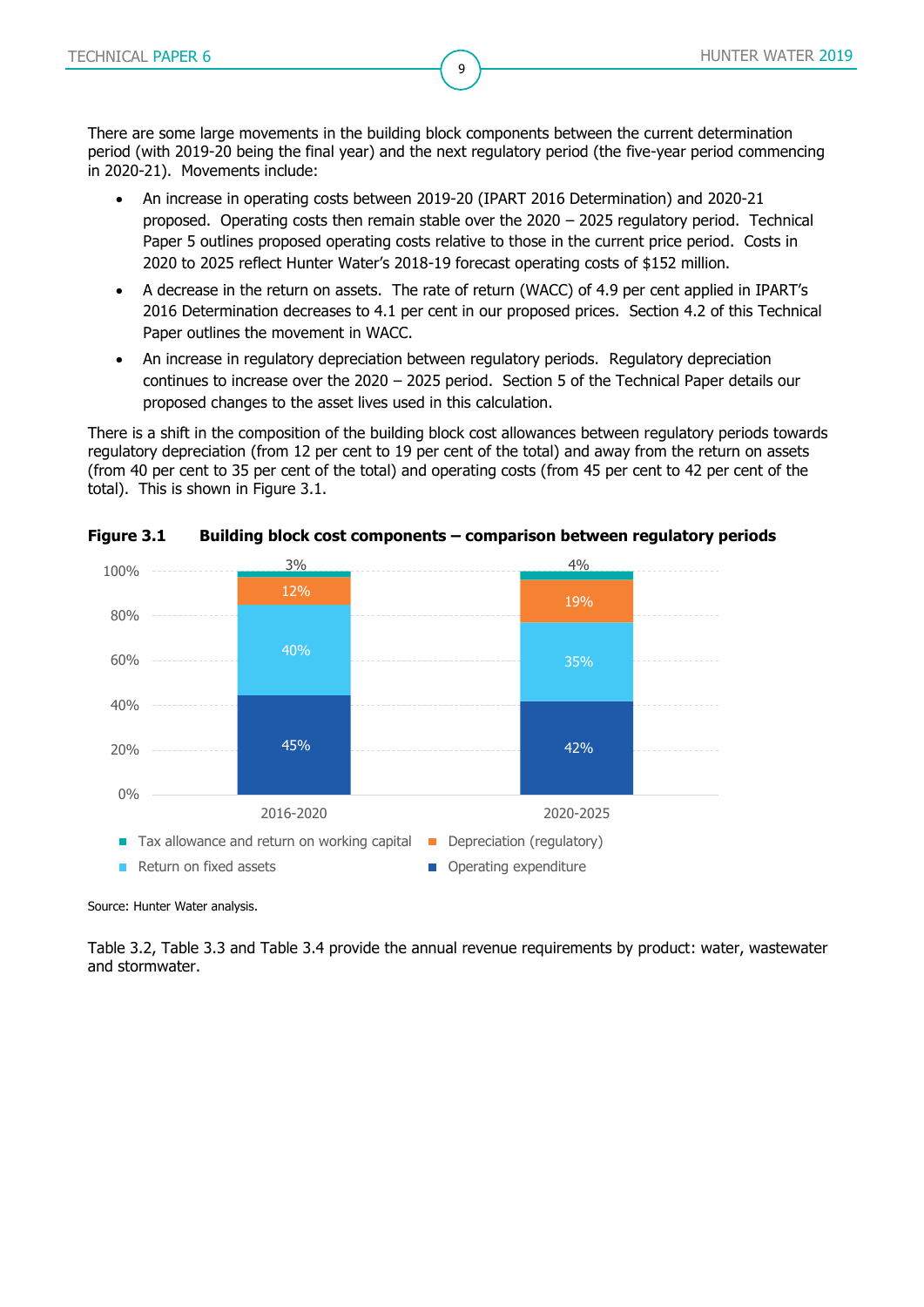There are some large movements in the building block components between the current determination period (with 2019-20 being the final year) and the next regulatory period (the five-year period commencing in 2020-21). Movements include:

- An increase in operating costs between 2019-20 (IPART 2016 Determination) and 2020-21 proposed. Operating costs then remain stable over the 2020 – 2025 regulatory period. Technical Paper 5 outlines proposed operating costs relative to those in the current price period. Costs in 2020 to 2025 reflect Hunter Water's 2018-19 forecast operating costs of $152 million.
- A decrease in the return on assets. The rate of return (WACC) of 4.9 per cent applied in IPART's 2016 Determination decreases to 4.1 per cent in our proposed prices. Section 4.2 of this Technical Paper outlines the movement in WACC.
- An increase in regulatory depreciation between regulatory periods. Regulatory depreciation continues to increase over the 2020 – 2025 period. Section 5 of the Technical Paper details our proposed changes to the asset lives used in this calculation.

There is a shift in the composition of the building block cost allowances between regulatory periods towards regulatory depreciation (from 12 per cent to 19 per cent of the total) and away from the return on assets (from 40 per cent to 35 per cent of the total) and operating costs (from 45 per cent to 42 per cent of the total). This is shown in Figure 3.1.

**Figure 3.1 Building block cost components – comparison between regulatory periods**

| Component | 2016-2020 | 2020-2025 |
|---|---|---|
| Tax allowance and return on working capital | 3% | 4% |
| Depreciation (regulatory) | 12% | 19% |
| Return on fixed assets | 40% | 35% |
| Operating expenditure | 45% | 42% |

Source: Hunter Water analysis.

Table 3.2, Table 3.3 and Table 3.4 provide the annual revenue requirements by product: water, wastewater and stormwater.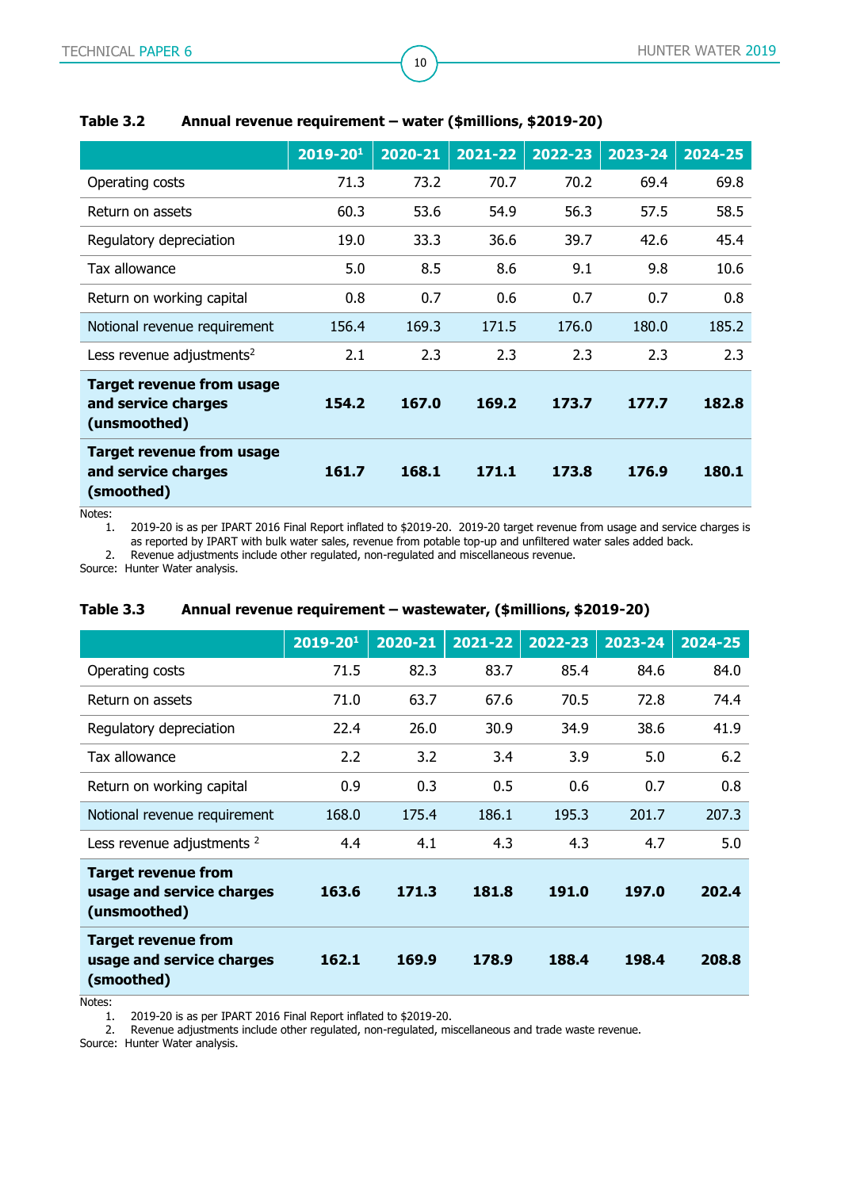**Table 3.2 Annual revenue requirement – water ($millions, $2019-20)**

| | 2019-20[1] | 2020-21 | 2021-22 | 2022-23 | 2023-24 | 2024-25 |
|---|---|---|---|---|---|---|
| Operating costs | 71.3 | 73.2 | 70.7 | 70.2 | 69.4 | 69.8 |
| Return on assets | 60.3 | 53.6 | 54.9 | 56.3 | 57.5 | 58.5 |
| Regulatory depreciation | 19.0 | 33.3 | 36.6 | 39.7 | 42.6 | 45.4 |
| Tax allowance | 5.0 | 8.5 | 8.6 | 9.1 | 9.8 | 10.6 |
| Return on working capital | 0.8 | 0.7 | 0.6 | 0.7 | 0.7 | 0.8 |
| Notional revenue requirement | 156.4 | 169.3 | 171.5 | 176.0 | 180.0 | 185.2 |
| Less revenue adjustments[2] | 2.1 | 2.3 | 2.3 | 2.3 | 2.3 | 2.3 |
| **Target revenue from usage and service charges (unsmoothed)** | **154.2** | **167.0** | **169.2** | **173.7** | **177.7** | **182.8** |
| **Target revenue from usage and service charges (smoothed)** | **161.7** | **168.1** | **171.1** | **173.8** | **176.9** | **180.1** |

Notes:

1. 2019-20 is as per IPART 2016 Final Report inflated to $2019-20. 2019-20 target revenue from usage and service charges is as reported by IPART with bulk water sales, revenue from potable top-up and unfiltered water sales added back.
2. Revenue adjustments include other regulated, non-regulated and miscellaneous revenue.

Source: Hunter Water analysis.

**Table 3.3 Annual revenue requirement – wastewater, ($millions, $2019-20)**

| | 2019-20[1] | 2020-21 | 2021-22 | 2022-23 | 2023-24 | 2024-25 |
|---|---|---|---|---|---|---|
| Operating costs | 71.5 | 82.3 | 83.7 | 85.4 | 84.6 | 84.0 |
| Return on assets | 71.0 | 63.7 | 67.6 | 70.5 | 72.8 | 74.4 |
| Regulatory depreciation | 22.4 | 26.0 | 30.9 | 34.9 | 38.6 | 41.9 |
| Tax allowance | 2.2 | 3.2 | 3.4 | 3.9 | 5.0 | 6.2 |
| Return on working capital | 0.9 | 0.3 | 0.5 | 0.6 | 0.7 | 0.8 |
| Notional revenue requirement | 168.0 | 175.4 | 186.1 | 195.3 | 201.7 | 207.3 |
| Less revenue adjustments [2] | 4.4 | 4.1 | 4.3 | 4.3 | 4.7 | 5.0 |
| **Target revenue from usage and service charges (unsmoothed)** | **163.6** | **171.3** | **181.8** | **191.0** | **197.0** | **202.4** |
| **Target revenue from usage and service charges (smoothed)** | **162.1** | **169.9** | **178.9** | **188.4** | **198.4** | **208.8** |

Notes:

1. 2019-20 is as per IPART 2016 Final Report inflated to $2019-20.
2. Revenue adjustments include other regulated, non-regulated, miscellaneous and trade waste revenue.

Source: Hunter Water analysis.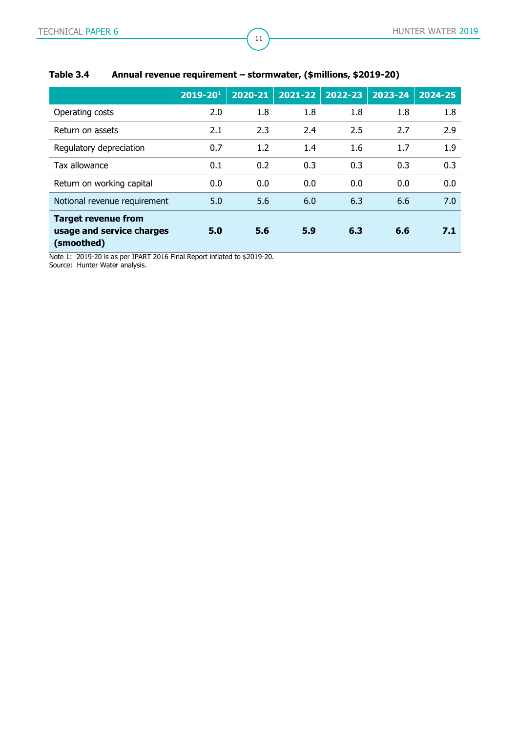**Table 3.4 Annual revenue requirement – stormwater, ($millions, $2019-20)**

| | 2019-20[1] | 2020-21 | 2021-22 | 2022-23 | 2023-24 | 2024-25 |
|---|---|---|---|---|---|---|
| Operating costs | 2.0 | 1.8 | 1.8 | 1.8 | 1.8 | 1.8 |
| Return on assets | 2.1 | 2.3 | 2.4 | 2.5 | 2.7 | 2.9 |
| Regulatory depreciation | 0.7 | 1.2 | 1.4 | 1.6 | 1.7 | 1.9 |
| Tax allowance | 0.1 | 0.2 | 0.3 | 0.3 | 0.3 | 0.3 |
| Return on working capital | 0.0 | 0.0 | 0.0 | 0.0 | 0.0 | 0.0 |
| Notional revenue requirement | 5.0 | 5.6 | 6.0 | 6.3 | 6.6 | 7.0 |
| **Target revenue from usage and service charges (smoothed)** | **5.0** | **5.6** | **5.9** | **6.3** | **6.6** | **7.1** |

Note 1: 2019-20 is as per IPART 2016 Final Report inflated to $2019-20.
Source: Hunter Water analysis.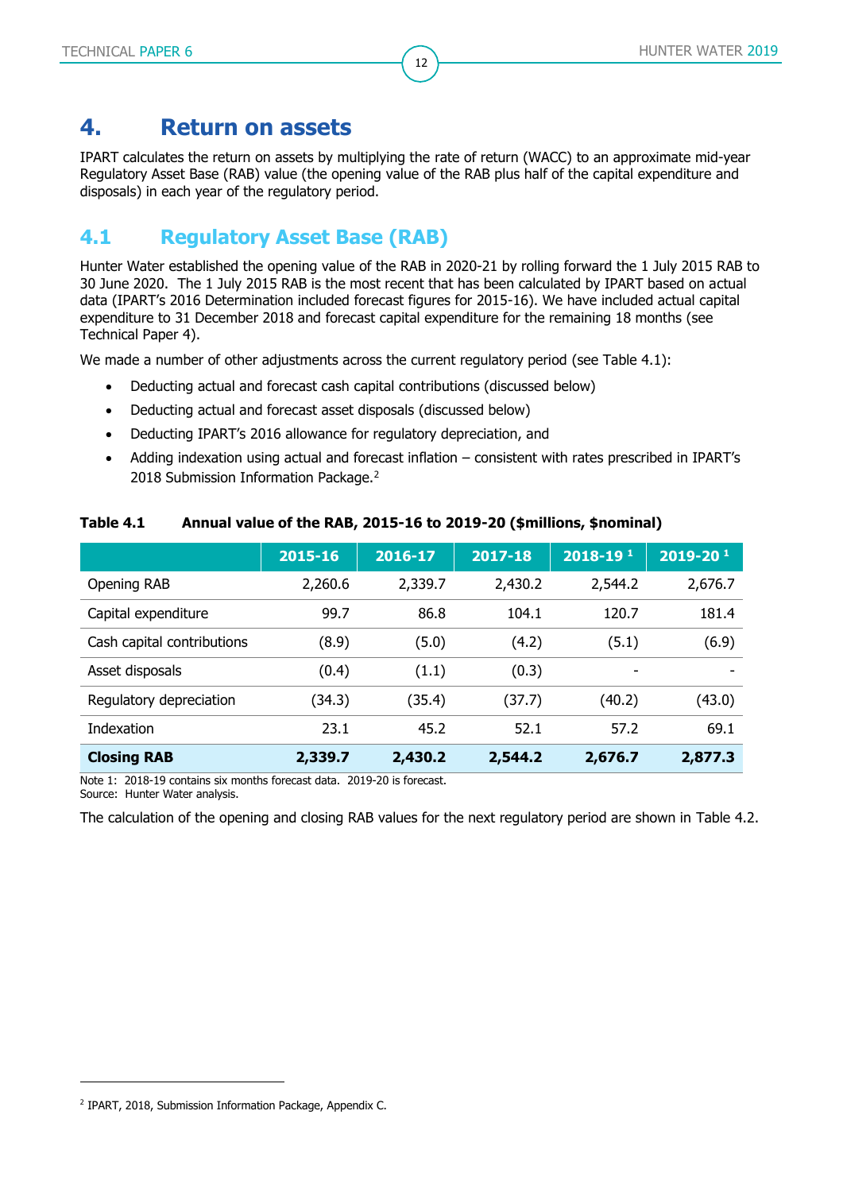# 4. Return on assets

IPART calculates the return on assets by multiplying the rate of return (WACC) to an approximate mid-year Regulatory Asset Base (RAB) value (the opening value of the RAB plus half of the capital expenditure and disposals) in each year of the regulatory period.

## 4.1 Regulatory Asset Base (RAB)

Hunter Water established the opening value of the RAB in 2020-21 by rolling forward the 1 July 2015 RAB to 30 June 2020. The 1 July 2015 RAB is the most recent that has been calculated by IPART based on actual data (IPART's 2016 Determination included forecast figures for 2015-16). We have included actual capital expenditure to 31 December 2018 and forecast capital expenditure for the remaining 18 months (see Technical Paper 4).

We made a number of other adjustments across the current regulatory period (see Table 4.1):

- Deducting actual and forecast cash capital contributions (discussed below)
- Deducting actual and forecast asset disposals (discussed below)
- Deducting IPART's 2016 allowance for regulatory depreciation, and
- Adding indexation using actual and forecast inflation – consistent with rates prescribed in IPART's 2018 Submission Information Package.[2]

**Table 4.1 Annual value of the RAB, 2015-16 to 2019-20 ($millions, $nominal)**

| | 2015-16 | 2016-17 | 2017-18 | 2018-19 [1] | 2019-20 [1] |
|---|---|---|---|---|---|
| Opening RAB | 2,260.6 | 2,339.7 | 2,430.2 | 2,544.2 | 2,676.7 |
| Capital expenditure | 99.7 | 86.8 | 104.1 | 120.7 | 181.4 |
| Cash capital contributions | (8.9) | (5.0) | (4.2) | (5.1) | (6.9) |
| Asset disposals | (0.4) | (1.1) | (0.3) | - | - |
| Regulatory depreciation | (34.3) | (35.4) | (37.7) | (40.2) | (43.0) |
| Indexation | 23.1 | 45.2 | 52.1 | 57.2 | 69.1 |
| **Closing RAB** | **2,339.7** | **2,430.2** | **2,544.2** | **2,676.7** | **2,877.3** |

Note 1: 2018-19 contains six months forecast data. 2019-20 is forecast.
Source: Hunter Water analysis.

The calculation of the opening and closing RAB values for the next regulatory period are shown in Table 4.2.

[2] IPART, 2018, Submission Information Package, Appendix C.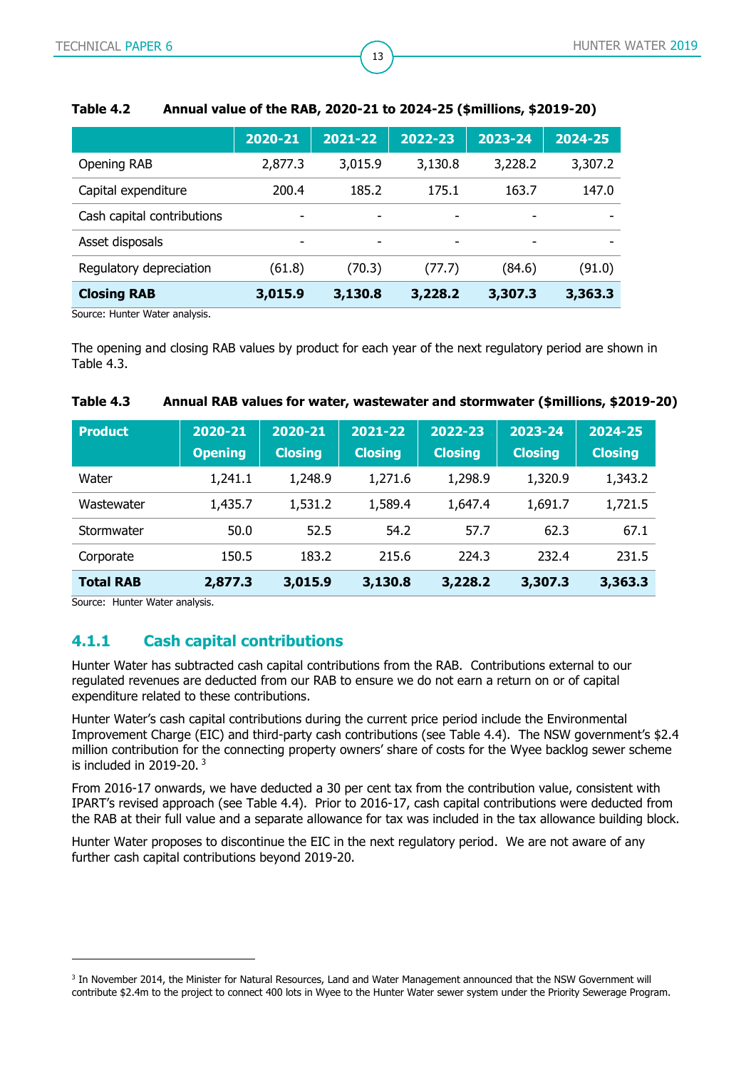**Table 4.2 Annual value of the RAB, 2020-21 to 2024-25 ($millions, $2019-20)**

| | 2020-21 | 2021-22 | 2022-23 | 2023-24 | 2024-25 |
|---|---|---|---|---|---|
| Opening RAB | 2,877.3 | 3,015.9 | 3,130.8 | 3,228.2 | 3,307.2 |
| Capital expenditure | 200.4 | 185.2 | 175.1 | 163.7 | 147.0 |
| Cash capital contributions | - | - | - | - | - |
| Asset disposals | - | - | - | - | - |
| Regulatory depreciation | (61.8) | (70.3) | (77.7) | (84.6) | (91.0) |
| **Closing RAB** | **3,015.9** | **3,130.8** | **3,228.2** | **3,307.3** | **3,363.3** |

Source: Hunter Water analysis.

The opening and closing RAB values by product for each year of the next regulatory period are shown in Table 4.3.

**Table 4.3 Annual RAB values for water, wastewater and stormwater ($millions, $2019-20)**

| Product | 2020-21 Opening | 2020-21 Closing | 2021-22 Closing | 2022-23 Closing | 2023-24 Closing | 2024-25 Closing |
|---|---|---|---|---|---|---|
| Water | 1,241.1 | 1,248.9 | 1,271.6 | 1,298.9 | 1,320.9 | 1,343.2 |
| Wastewater | 1,435.7 | 1,531.2 | 1,589.4 | 1,647.4 | 1,691.7 | 1,721.5 |
| Stormwater | 50.0 | 52.5 | 54.2 | 57.7 | 62.3 | 67.1 |
| Corporate | 150.5 | 183.2 | 215.6 | 224.3 | 232.4 | 231.5 |
| **Total RAB** | **2,877.3** | **3,015.9** | **3,130.8** | **3,228.2** | **3,307.3** | **3,363.3** |

Source: Hunter Water analysis.

### 4.1.1 Cash capital contributions

Hunter Water has subtracted cash capital contributions from the RAB. Contributions external to our regulated revenues are deducted from our RAB to ensure we do not earn a return on or of capital expenditure related to these contributions.

Hunter Water's cash capital contributions during the current price period include the Environmental Improvement Charge (EIC) and third-party cash contributions (see Table 4.4). The NSW government's $2.4 million contribution for the connecting property owners' share of costs for the Wyee backlog sewer scheme is included in 2019-20.[3]

From 2016-17 onwards, we have deducted a 30 per cent tax from the contribution value, consistent with IPART's revised approach (see Table 4.4). Prior to 2016-17, cash capital contributions were deducted from the RAB at their full value and a separate allowance for tax was included in the tax allowance building block.

Hunter Water proposes to discontinue the EIC in the next regulatory period. We are not aware of any further cash capital contributions beyond 2019-20.

[3] In November 2014, the Minister for Natural Resources, Land and Water Management announced that the NSW Government will contribute $2.4m to the project to connect 400 lots in Wyee to the Hunter Water sewer system under the Priority Sewerage Program.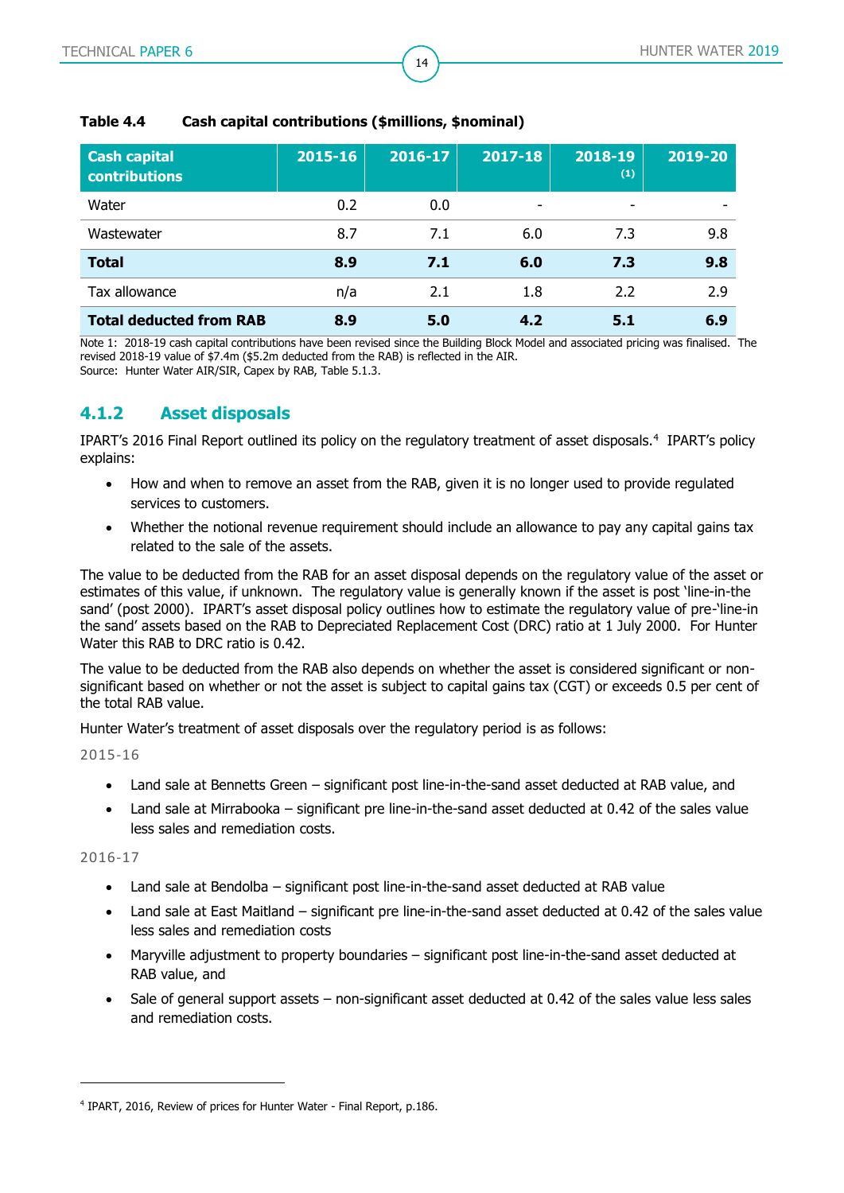**Table 4.4 Cash capital contributions ($millions, $nominal)**

| Cash capital contributions | 2015-16 | 2016-17 | 2017-18 | 2018-19 (1) | 2019-20 |
|---|---|---|---|---|---|
| Water | 0.2 | 0.0 | - | - | - |
| Wastewater | 8.7 | 7.1 | 6.0 | 7.3 | 9.8 |
| **Total** | **8.9** | **7.1** | **6.0** | **7.3** | **9.8** |
| Tax allowance | n/a | 2.1 | 1.8 | 2.2 | 2.9 |
| **Total deducted from RAB** | **8.9** | **5.0** | **4.2** | **5.1** | **6.9** |

Note 1: 2018-19 cash capital contributions have been revised since the Building Block Model and associated pricing was finalised. The revised 2018-19 value of $7.4m ($5.2m deducted from the RAB) is reflected in the AIR.
Source: Hunter Water AIR/SIR, Capex by RAB, Table 5.1.3.

### 4.1.2 Asset disposals

IPART's 2016 Final Report outlined its policy on the regulatory treatment of asset disposals.[4] IPART's policy explains:

- How and when to remove an asset from the RAB, given it is no longer used to provide regulated services to customers.
- Whether the notional revenue requirement should include an allowance to pay any capital gains tax related to the sale of the assets.

The value to be deducted from the RAB for an asset disposal depends on the regulatory value of the asset or estimates of this value, if unknown. The regulatory value is generally known if the asset is post 'line-in-the sand' (post 2000). IPART's asset disposal policy outlines how to estimate the regulatory value of pre-'line-in the sand' assets based on the RAB to Depreciated Replacement Cost (DRC) ratio at 1 July 2000. For Hunter Water this RAB to DRC ratio is 0.42.

The value to be deducted from the RAB also depends on whether the asset is considered significant or non-significant based on whether or not the asset is subject to capital gains tax (CGT) or exceeds 0.5 per cent of the total RAB value.

Hunter Water's treatment of asset disposals over the regulatory period is as follows:

2015-16

- Land sale at Bennetts Green – significant post line-in-the-sand asset deducted at RAB value, and
- Land sale at Mirrabooka – significant pre line-in-the-sand asset deducted at 0.42 of the sales value less sales and remediation costs.

2016-17

- Land sale at Bendolba – significant post line-in-the-sand asset deducted at RAB value
- Land sale at East Maitland – significant pre line-in-the-sand asset deducted at 0.42 of the sales value less sales and remediation costs
- Maryville adjustment to property boundaries – significant post line-in-the-sand asset deducted at RAB value, and
- Sale of general support assets – non-significant asset deducted at 0.42 of the sales value less sales and remediation costs.

[4] IPART, 2016, Review of prices for Hunter Water - Final Report, p.186.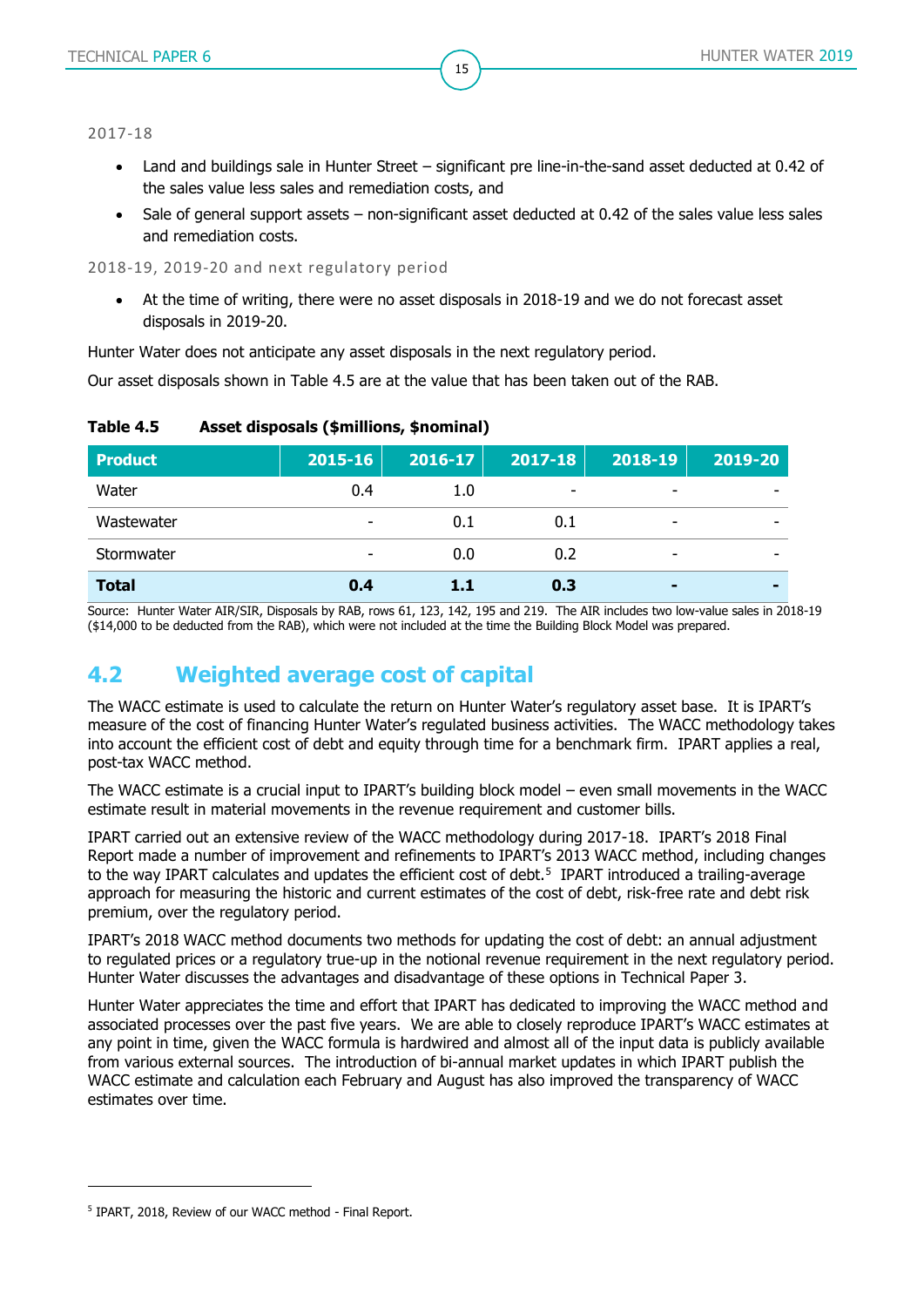2017-18

- Land and buildings sale in Hunter Street – significant pre line-in-the-sand asset deducted at 0.42 of the sales value less sales and remediation costs, and
- Sale of general support assets – non-significant asset deducted at 0.42 of the sales value less sales and remediation costs.

2018-19, 2019-20 and next regulatory period

- At the time of writing, there were no asset disposals in 2018-19 and we do not forecast asset disposals in 2019-20.

Hunter Water does not anticipate any asset disposals in the next regulatory period.

Our asset disposals shown in Table 4.5 are at the value that has been taken out of the RAB.

**Table 4.5 Asset disposals ($millions, $nominal)**

| Product | 2015-16 | 2016-17 | 2017-18 | 2018-19 | 2019-20 |
|---|---|---|---|---|---|
| Water | 0.4 | 1.0 | - | - | - |
| Wastewater | - | 0.1 | 0.1 | - | - |
| Stormwater | - | 0.0 | 0.2 | - | - |
| **Total** | **0.4** | **1.1** | **0.3** | **-** | **-** |

Source: Hunter Water AIR/SIR, Disposals by RAB, rows 61, 123, 142, 195 and 219. The AIR includes two low-value sales in 2018-19 ($14,000 to be deducted from the RAB), which were not included at the time the Building Block Model was prepared.

## 4.2 Weighted average cost of capital

The WACC estimate is used to calculate the return on Hunter Water's regulatory asset base. It is IPART's measure of the cost of financing Hunter Water's regulated business activities. The WACC methodology takes into account the efficient cost of debt and equity through time for a benchmark firm. IPART applies a real, post-tax WACC method.

The WACC estimate is a crucial input to IPART's building block model – even small movements in the WACC estimate result in material movements in the revenue requirement and customer bills.

IPART carried out an extensive review of the WACC methodology during 2017-18. IPART's 2018 Final Report made a number of improvement and refinements to IPART's 2013 WACC method, including changes to the way IPART calculates and updates the efficient cost of debt.[5] IPART introduced a trailing-average approach for measuring the historic and current estimates of the cost of debt, risk-free rate and debt risk premium, over the regulatory period.

IPART's 2018 WACC method documents two methods for updating the cost of debt: an annual adjustment to regulated prices or a regulatory true-up in the notional revenue requirement in the next regulatory period. Hunter Water discusses the advantages and disadvantage of these options in Technical Paper 3.

Hunter Water appreciates the time and effort that IPART has dedicated to improving the WACC method and associated processes over the past five years. We are able to closely reproduce IPART's WACC estimates at any point in time, given the WACC formula is hardwired and almost all of the input data is publicly available from various external sources. The introduction of bi-annual market updates in which IPART publish the WACC estimate and calculation each February and August has also improved the transparency of WACC estimates over time.

[5] IPART, 2018, Review of our WACC method - Final Report.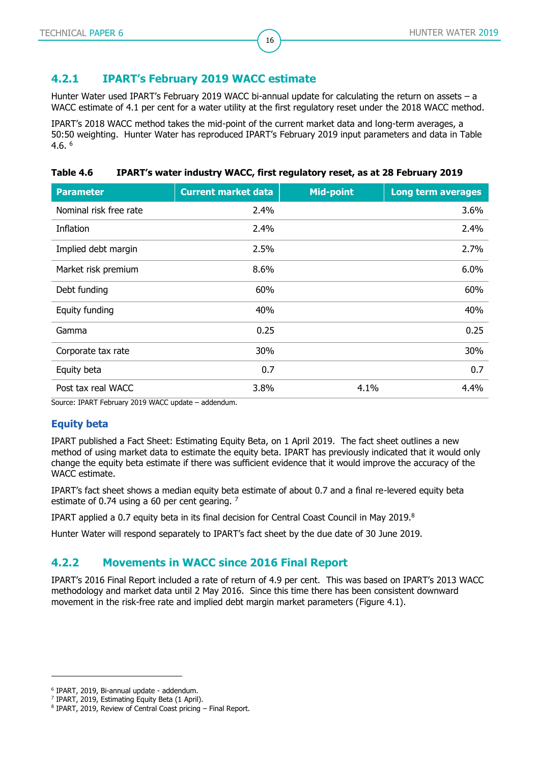### 4.2.1 IPART's February 2019 WACC estimate

Hunter Water used IPART's February 2019 WACC bi-annual update for calculating the return on assets – a WACC estimate of 4.1 per cent for a water utility at the first regulatory reset under the 2018 WACC method.

IPART's 2018 WACC method takes the mid-point of the current market data and long-term averages, a 50:50 weighting. Hunter Water has reproduced IPART's February 2019 input parameters and data in Table 4.6. [6]

**Table 4.6 IPART's water industry WACC, first regulatory reset, as at 28 February 2019**

| Parameter | Current market data | Mid-point | Long term averages |
|---|---|---|---|
| Nominal risk free rate | 2.4% | | 3.6% |
| Inflation | 2.4% | | 2.4% |
| Implied debt margin | 2.5% | | 2.7% |
| Market risk premium | 8.6% | | 6.0% |
| Debt funding | 60% | | 60% |
| Equity funding | 40% | | 40% |
| Gamma | 0.25 | | 0.25 |
| Corporate tax rate | 30% | | 30% |
| Equity beta | 0.7 | | 0.7 |
| Post tax real WACC | 3.8% | 4.1% | 4.4% |

Source: IPART February 2019 WACC update – addendum.

#### Equity beta

IPART published a Fact Sheet: Estimating Equity Beta, on 1 April 2019. The fact sheet outlines a new method of using market data to estimate the equity beta. IPART has previously indicated that it would only change the equity beta estimate if there was sufficient evidence that it would improve the accuracy of the WACC estimate.

IPART's fact sheet shows a median equity beta estimate of about 0.7 and a final re-levered equity beta estimate of 0.74 using a 60 per cent gearing. [7]

IPART applied a 0.7 equity beta in its final decision for Central Coast Council in May 2019.[8]

Hunter Water will respond separately to IPART's fact sheet by the due date of 30 June 2019.

### 4.2.2 Movements in WACC since 2016 Final Report

IPART's 2016 Final Report included a rate of return of 4.9 per cent. This was based on IPART's 2013 WACC methodology and market data until 2 May 2016. Since this time there has been consistent downward movement in the risk-free rate and implied debt margin market parameters (Figure 4.1).

---

[6] IPART, 2019, Bi-annual update - addendum.

[7] IPART, 2019, Estimating Equity Beta (1 April).

[8] IPART, 2019, Review of Central Coast pricing – Final Report.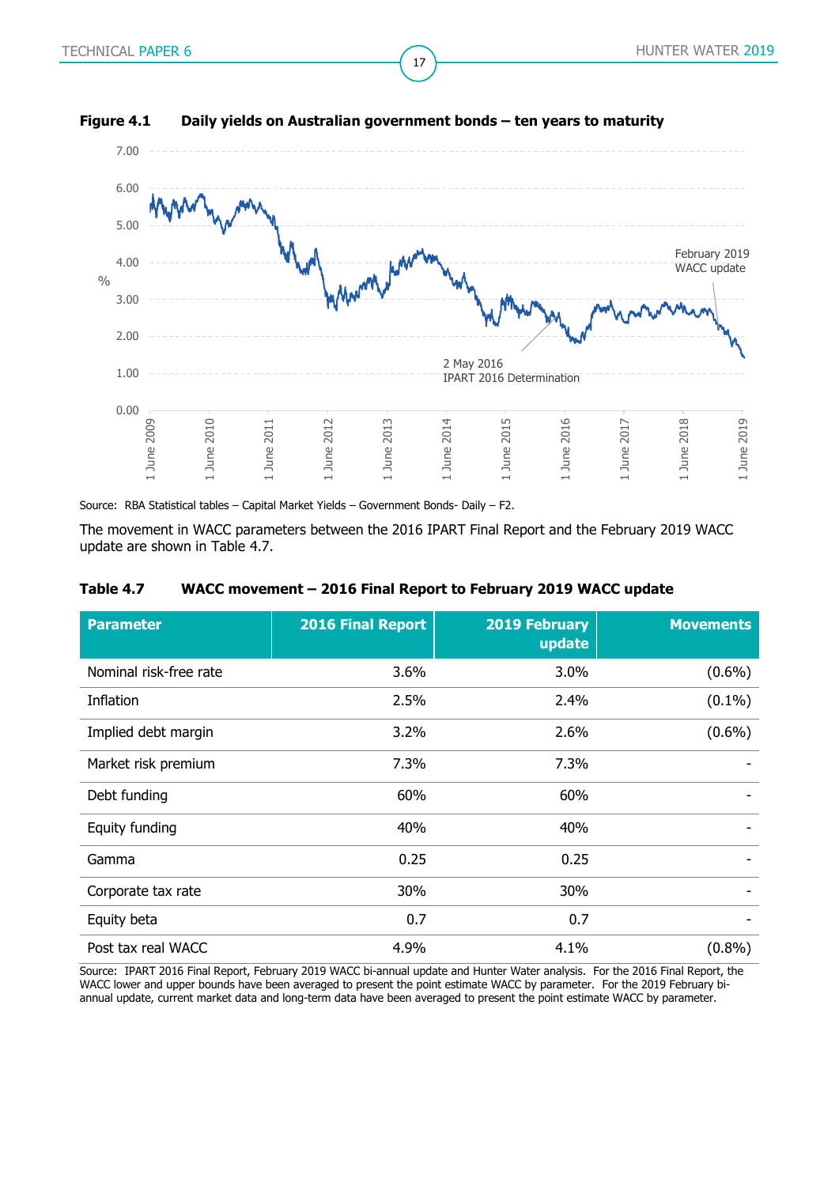**Figure 4.1 Daily yields on Australian government bonds – ten years to maturity**

Source: RBA Statistical tables – Capital Market Yields – Government Bonds- Daily – F2.

The movement in WACC parameters between the 2016 IPART Final Report and the February 2019 WACC update are shown in Table 4.7.

**Table 4.7 WACC movement – 2016 Final Report to February 2019 WACC update**

| Parameter | 2016 Final Report | 2019 February update | Movements |
|---|---|---|---|
| Nominal risk-free rate | 3.6% | 3.0% | (0.6%) |
| Inflation | 2.5% | 2.4% | (0.1%) |
| Implied debt margin | 3.2% | 2.6% | (0.6%) |
| Market risk premium | 7.3% | 7.3% | - |
| Debt funding | 60% | 60% | - |
| Equity funding | 40% | 40% | - |
| Gamma | 0.25 | 0.25 | - |
| Corporate tax rate | 30% | 30% | - |
| Equity beta | 0.7 | 0.7 | - |
| Post tax real WACC | 4.9% | 4.1% | (0.8%) |

Source: IPART 2016 Final Report, February 2019 WACC bi-annual update and Hunter Water analysis. For the 2016 Final Report, the WACC lower and upper bounds have been averaged to present the point estimate WACC by parameter. For the 2019 February bi-annual update, current market data and long-term data have been averaged to present the point estimate WACC by parameter.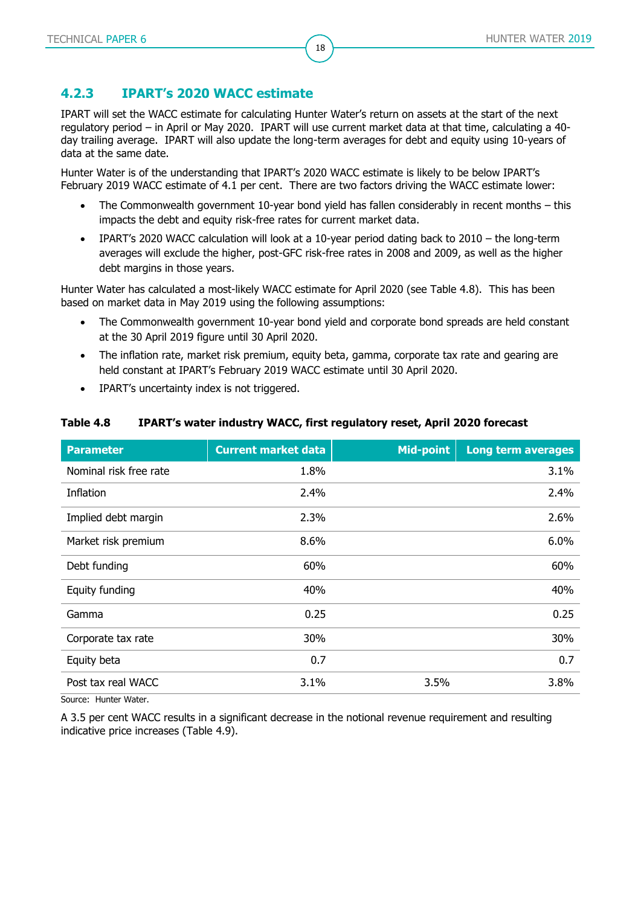### 4.2.3 IPART's 2020 WACC estimate

IPART will set the WACC estimate for calculating Hunter Water's return on assets at the start of the next regulatory period – in April or May 2020. IPART will use current market data at that time, calculating a 40-day trailing average. IPART will also update the long-term averages for debt and equity using 10-years of data at the same date.

Hunter Water is of the understanding that IPART's 2020 WACC estimate is likely to be below IPART's February 2019 WACC estimate of 4.1 per cent. There are two factors driving the WACC estimate lower:

- The Commonwealth government 10-year bond yield has fallen considerably in recent months – this impacts the debt and equity risk-free rates for current market data.
- IPART's 2020 WACC calculation will look at a 10-year period dating back to 2010 – the long-term averages will exclude the higher, post-GFC risk-free rates in 2008 and 2009, as well as the higher debt margins in those years.

Hunter Water has calculated a most-likely WACC estimate for April 2020 (see Table 4.8). This has been based on market data in May 2019 using the following assumptions:

- The Commonwealth government 10-year bond yield and corporate bond spreads are held constant at the 30 April 2019 figure until 30 April 2020.
- The inflation rate, market risk premium, equity beta, gamma, corporate tax rate and gearing are held constant at IPART's February 2019 WACC estimate until 30 April 2020.
- IPART's uncertainty index is not triggered.

**Table 4.8 IPART's water industry WACC, first regulatory reset, April 2020 forecast**

| Parameter | Current market data | Mid-point | Long term averages |
|---|---|---|---|
| Nominal risk free rate | 1.8% | | 3.1% |
| Inflation | 2.4% | | 2.4% |
| Implied debt margin | 2.3% | | 2.6% |
| Market risk premium | 8.6% | | 6.0% |
| Debt funding | 60% | | 60% |
| Equity funding | 40% | | 40% |
| Gamma | 0.25 | | 0.25 |
| Corporate tax rate | 30% | | 30% |
| Equity beta | 0.7 | | 0.7 |
| Post tax real WACC | 3.1% | 3.5% | 3.8% |

Source: Hunter Water.

A 3.5 per cent WACC results in a significant decrease in the notional revenue requirement and resulting indicative price increases (Table 4.9).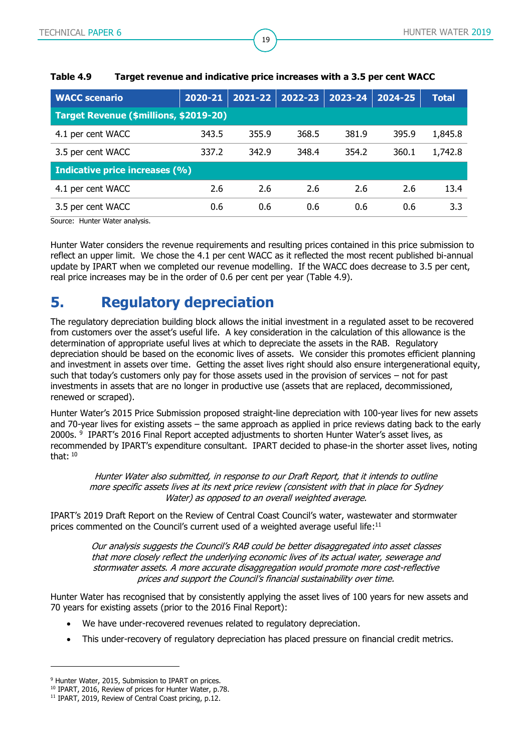**Table 4.9 Target revenue and indicative price increases with a 3.5 per cent WACC**

| WACC scenario | 2020-21 | 2021-22 | 2022-23 | 2023-24 | 2024-25 | Total |
|---|---|---|---|---|---|---|
| **Target Revenue ($millions, $2019-20)** | | | | | | |
| 4.1 per cent WACC | 343.5 | 355.9 | 368.5 | 381.9 | 395.9 | 1,845.8 |
| 3.5 per cent WACC | 337.2 | 342.9 | 348.4 | 354.2 | 360.1 | 1,742.8 |
| **Indicative price increases (%)** | | | | | | |
| 4.1 per cent WACC | 2.6 | 2.6 | 2.6 | 2.6 | 2.6 | 13.4 |
| 3.5 per cent WACC | 0.6 | 0.6 | 0.6 | 0.6 | 0.6 | 3.3 |

Source: Hunter Water analysis.

Hunter Water considers the revenue requirements and resulting prices contained in this price submission to reflect an upper limit. We chose the 4.1 per cent WACC as it reflected the most recent published bi-annual update by IPART when we completed our revenue modelling. If the WACC does decrease to 3.5 per cent, real price increases may be in the order of 0.6 per cent per year (Table 4.9).

# 5. Regulatory depreciation

The regulatory depreciation building block allows the initial investment in a regulated asset to be recovered from customers over the asset's useful life. A key consideration in the calculation of this allowance is the determination of appropriate useful lives at which to depreciate the assets in the RAB. Regulatory depreciation should be based on the economic lives of assets. We consider this promotes efficient planning and investment in assets over time. Getting the asset lives right should also ensure intergenerational equity, such that today's customers only pay for those assets used in the provision of services – not for past investments in assets that are no longer in productive use (assets that are replaced, decommissioned, renewed or scraped).

Hunter Water's 2015 Price Submission proposed straight-line depreciation with 100-year lives for new assets and 70-year lives for existing assets – the same approach as applied in price reviews dating back to the early 2000s. [9] IPART's 2016 Final Report accepted adjustments to shorten Hunter Water's asset lives, as recommended by IPART's expenditure consultant. IPART decided to phase-in the shorter asset lives, noting that: [10]

> *Hunter Water also submitted, in response to our Draft Report, that it intends to outline more specific assets lives at its next price review (consistent with that in place for Sydney Water) as opposed to an overall weighted average.*

IPART's 2019 Draft Report on the Review of Central Coast Council's water, wastewater and stormwater prices commented on the Council's current used of a weighted average useful life:[11]

> *Our analysis suggests the Council's RAB could be better disaggregated into asset classes that more closely reflect the underlying economic lives of its actual water, sewerage and stormwater assets. A more accurate disaggregation would promote more cost-reflective prices and support the Council's financial sustainability over time.*

Hunter Water has recognised that by consistently applying the asset lives of 100 years for new assets and 70 years for existing assets (prior to the 2016 Final Report):

- We have under-recovered revenues related to regulatory depreciation.
- This under-recovery of regulatory depreciation has placed pressure on financial credit metrics.

[9] Hunter Water, 2015, Submission to IPART on prices.
[10] IPART, 2016, Review of prices for Hunter Water, p.78.
[11] IPART, 2019, Review of Central Coast pricing, p.12.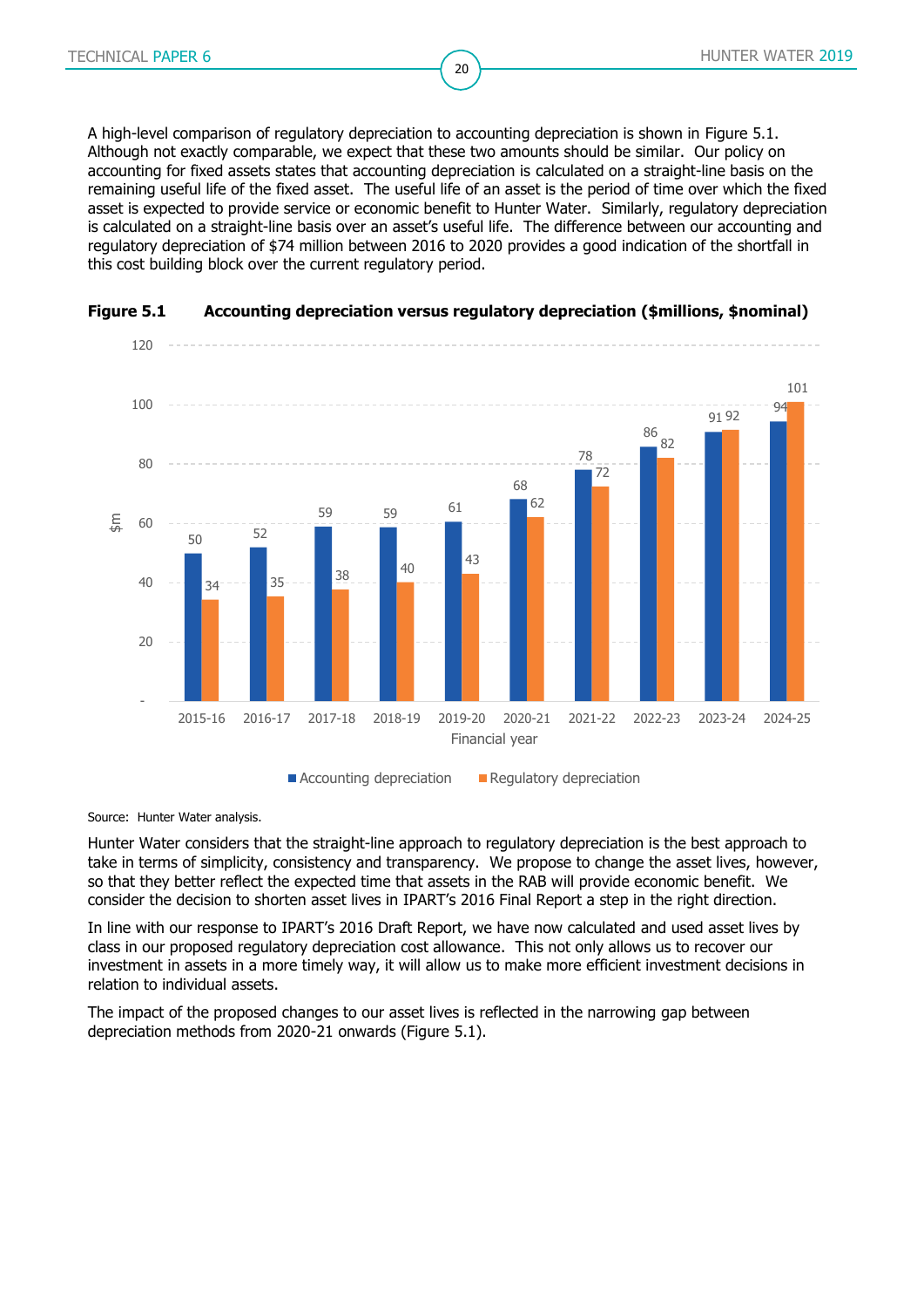A high-level comparison of regulatory depreciation to accounting depreciation is shown in Figure 5.1. Although not exactly comparable, we expect that these two amounts should be similar. Our policy on accounting for fixed assets states that accounting depreciation is calculated on a straight-line basis on the remaining useful life of the fixed asset. The useful life of an asset is the period of time over which the fixed asset is expected to provide service or economic benefit to Hunter Water. Similarly, regulatory depreciation is calculated on a straight-line basis over an asset's useful life. The difference between our accounting and regulatory depreciation of $74 million between 2016 to 2020 provides a good indication of the shortfall in this cost building block over the current regulatory period.

**Figure 5.1 Accounting depreciation versus regulatory depreciation ($millions, $nominal)**

| Financial year | Accounting depreciation | Regulatory depreciation |
|---|---|---|
| 2015-16 | 50 | 34 |
| 2016-17 | 52 | 35 |
| 2017-18 | 59 | 38 |
| 2018-19 | 59 | 40 |
| 2019-20 | 61 | 43 |
| 2020-21 | 68 | 62 |
| 2021-22 | 78 | 72 |
| 2022-23 | 86 | 82 |
| 2023-24 | 91 | 92 |
| 2024-25 | 94 | 101 |

Source: Hunter Water analysis.

Hunter Water considers that the straight-line approach to regulatory depreciation is the best approach to take in terms of simplicity, consistency and transparency. We propose to change the asset lives, however, so that they better reflect the expected time that assets in the RAB will provide economic benefit. We consider the decision to shorten asset lives in IPART's 2016 Final Report a step in the right direction.

In line with our response to IPART's 2016 Draft Report, we have now calculated and used asset lives by class in our proposed regulatory depreciation cost allowance. This not only allows us to recover our investment in assets in a more timely way, it will allow us to make more efficient investment decisions in relation to individual assets.

The impact of the proposed changes to our asset lives is reflected in the narrowing gap between depreciation methods from 2020-21 onwards (Figure 5.1).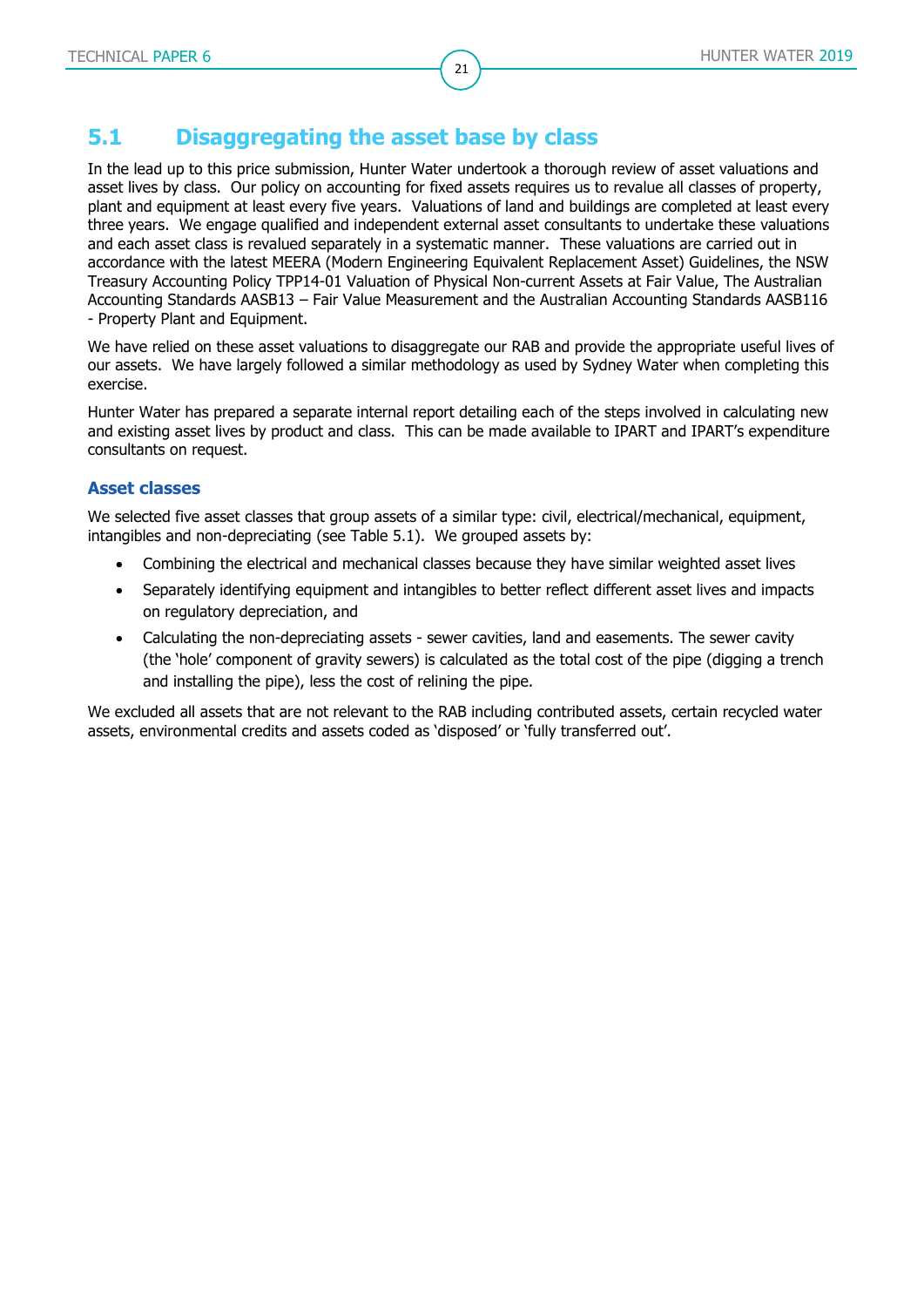## 5.1 Disaggregating the asset base by class

In the lead up to this price submission, Hunter Water undertook a thorough review of asset valuations and asset lives by class. Our policy on accounting for fixed assets requires us to revalue all classes of property, plant and equipment at least every five years. Valuations of land and buildings are completed at least every three years. We engage qualified and independent external asset consultants to undertake these valuations and each asset class is revalued separately in a systematic manner. These valuations are carried out in accordance with the latest MEERA (Modern Engineering Equivalent Replacement Asset) Guidelines, the NSW Treasury Accounting Policy TPP14-01 Valuation of Physical Non-current Assets at Fair Value, The Australian Accounting Standards AASB13 – Fair Value Measurement and the Australian Accounting Standards AASB116 - Property Plant and Equipment.

We have relied on these asset valuations to disaggregate our RAB and provide the appropriate useful lives of our assets. We have largely followed a similar methodology as used by Sydney Water when completing this exercise.

Hunter Water has prepared a separate internal report detailing each of the steps involved in calculating new and existing asset lives by product and class. This can be made available to IPART and IPART's expenditure consultants on request.

### Asset classes

We selected five asset classes that group assets of a similar type: civil, electrical/mechanical, equipment, intangibles and non-depreciating (see Table 5.1). We grouped assets by:

- Combining the electrical and mechanical classes because they have similar weighted asset lives
- Separately identifying equipment and intangibles to better reflect different asset lives and impacts on regulatory depreciation, and
- Calculating the non-depreciating assets - sewer cavities, land and easements. The sewer cavity (the 'hole' component of gravity sewers) is calculated as the total cost of the pipe (digging a trench and installing the pipe), less the cost of relining the pipe.

We excluded all assets that are not relevant to the RAB including contributed assets, certain recycled water assets, environmental credits and assets coded as 'disposed' or 'fully transferred out'.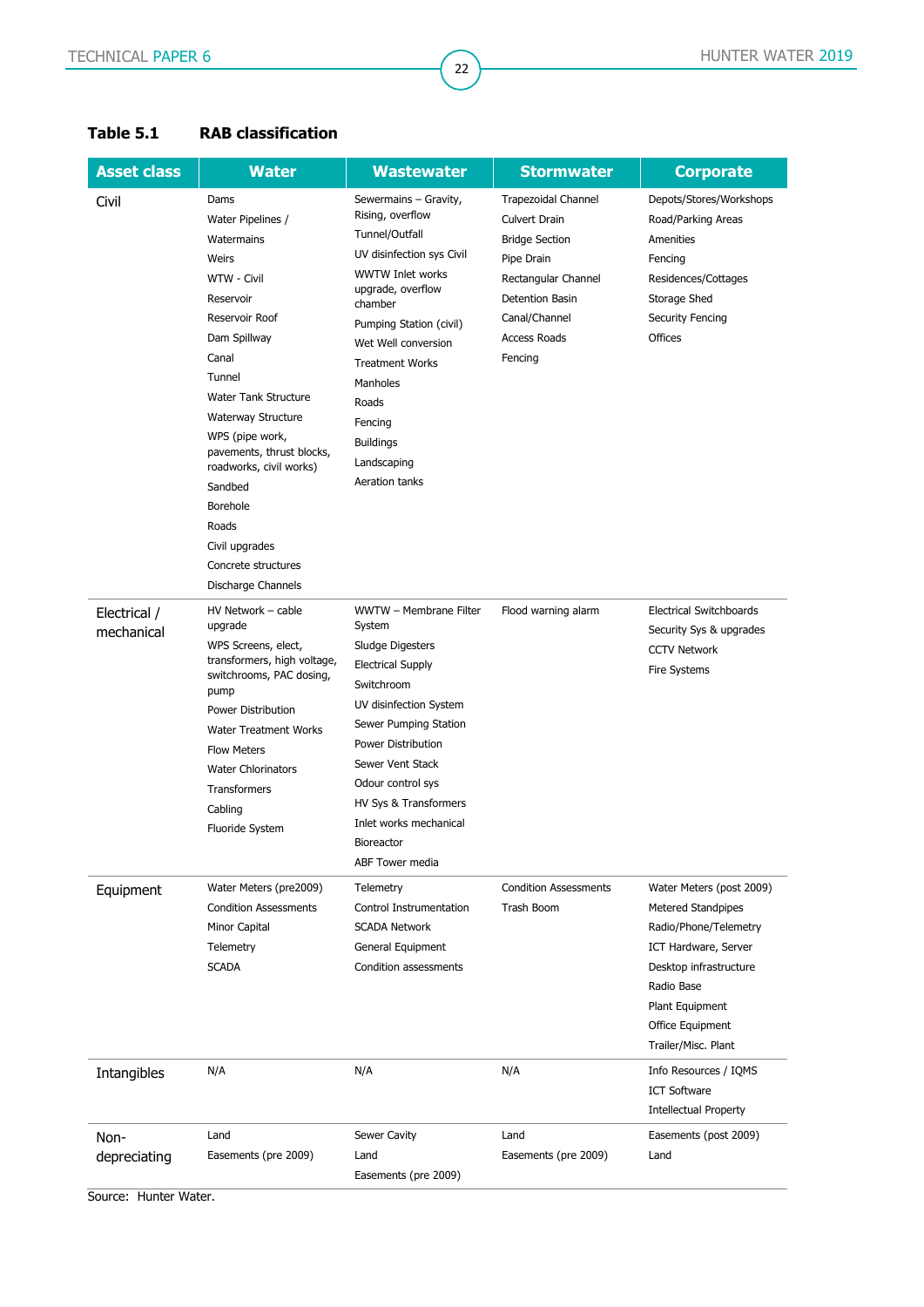**Table 5.1 RAB classification**

| Asset class | Water | Wastewater | Stormwater | Corporate |
|---|---|---|---|---|
| Civil | Dams<br>Water Pipelines /<br>Watermains<br>Weirs<br>WTW - Civil<br>Reservoir<br>Reservoir Roof<br>Dam Spillway<br>Canal<br>Tunnel<br>Water Tank Structure<br>Waterway Structure<br>WPS (pipe work, pavements, thrust blocks, roadworks, civil works)<br>Sandbed<br>Borehole<br>Roads<br>Civil upgrades<br>Concrete structures<br>Discharge Channels | Sewermains – Gravity, Rising, overflow<br>Tunnel/Outfall<br>UV disinfection sys Civil<br>WWTW Inlet works upgrade, overflow chamber<br>Pumping Station (civil)<br>Wet Well conversion<br>Treatment Works<br>Manholes<br>Roads<br>Fencing<br>Buildings<br>Landscaping<br>Aeration tanks | Trapezoidal Channel<br>Culvert Drain<br>Bridge Section<br>Pipe Drain<br>Rectangular Channel<br>Detention Basin<br>Canal/Channel<br>Access Roads<br>Fencing | Depots/Stores/Workshops<br>Road/Parking Areas<br>Amenities<br>Fencing<br>Residences/Cottages<br>Storage Shed<br>Security Fencing<br>Offices |
| Electrical / mechanical | HV Network – cable upgrade<br>WPS Screens, elect, transformers, high voltage, switchrooms, PAC dosing, pump<br>Power Distribution<br>Water Treatment Works<br>Flow Meters<br>Water Chlorinators<br>Transformers<br>Cabling<br>Fluoride System | WWTW – Membrane Filter System<br>Sludge Digesters<br>Electrical Supply<br>Switchroom<br>UV disinfection System<br>Sewer Pumping Station<br>Power Distribution<br>Sewer Vent Stack<br>Odour control sys<br>HV Sys & Transformers<br>Inlet works mechanical<br>Bioreactor<br>ABF Tower media | Flood warning alarm | Electrical Switchboards<br>Security Sys & upgrades<br>CCTV Network<br>Fire Systems |
| Equipment | Water Meters (pre2009)<br>Condition Assessments<br>Minor Capital<br>Telemetry<br>SCADA | Telemetry<br>Control Instrumentation<br>SCADA Network<br>General Equipment<br>Condition assessments | Condition Assessments<br>Trash Boom | Water Meters (post 2009)<br>Metered Standpipes<br>Radio/Phone/Telemetry<br>ICT Hardware, Server<br>Desktop infrastructure<br>Radio Base<br>Plant Equipment<br>Office Equipment<br>Trailer/Misc. Plant |
| Intangibles | N/A | N/A | N/A | Info Resources / IQMS<br>ICT Software<br>Intellectual Property |
| Non-depreciating | Land<br>Easements (pre 2009) | Sewer Cavity<br>Land<br>Easements (pre 2009) | Land<br>Easements (pre 2009) | Easements (post 2009)<br>Land |

Source: Hunter Water.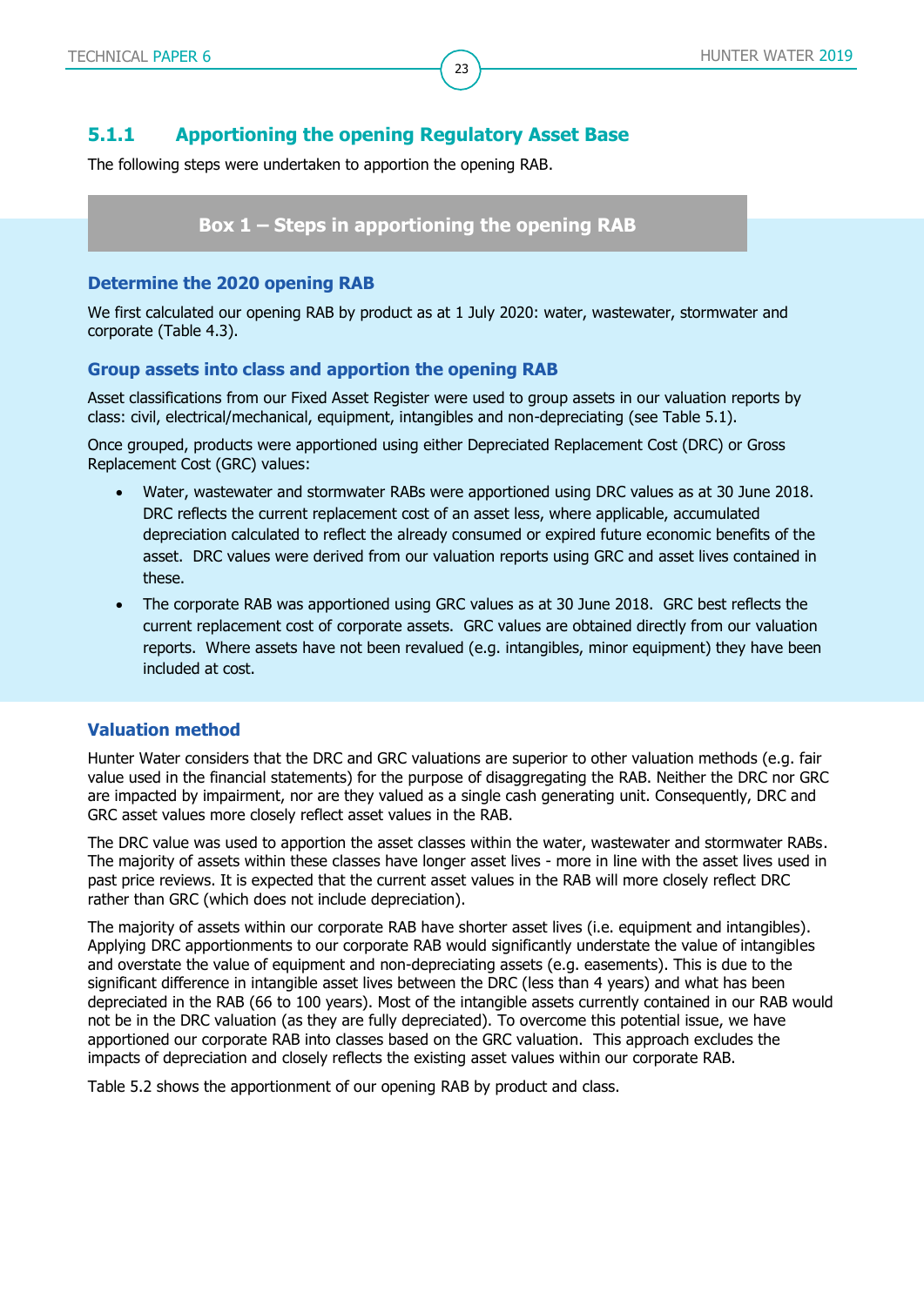### 5.1.1 Apportioning the opening Regulatory Asset Base

The following steps were undertaken to apportion the opening RAB.

**Box 1 – Steps in apportioning the opening RAB**

#### Determine the 2020 opening RAB

We first calculated our opening RAB by product as at 1 July 2020: water, wastewater, stormwater and corporate (Table 4.3).

#### Group assets into class and apportion the opening RAB

Asset classifications from our Fixed Asset Register were used to group assets in our valuation reports by class: civil, electrical/mechanical, equipment, intangibles and non-depreciating (see Table 5.1).

Once grouped, products were apportioned using either Depreciated Replacement Cost (DRC) or Gross Replacement Cost (GRC) values:

- Water, wastewater and stormwater RABs were apportioned using DRC values as at 30 June 2018. DRC reflects the current replacement cost of an asset less, where applicable, accumulated depreciation calculated to reflect the already consumed or expired future economic benefits of the asset. DRC values were derived from our valuation reports using GRC and asset lives contained in these.
- The corporate RAB was apportioned using GRC values as at 30 June 2018. GRC best reflects the current replacement cost of corporate assets. GRC values are obtained directly from our valuation reports. Where assets have not been revalued (e.g. intangibles, minor equipment) they have been included at cost.

#### Valuation method

Hunter Water considers that the DRC and GRC valuations are superior to other valuation methods (e.g. fair value used in the financial statements) for the purpose of disaggregating the RAB. Neither the DRC nor GRC are impacted by impairment, nor are they valued as a single cash generating unit. Consequently, DRC and GRC asset values more closely reflect asset values in the RAB.

The DRC value was used to apportion the asset classes within the water, wastewater and stormwater RABs. The majority of assets within these classes have longer asset lives - more in line with the asset lives used in past price reviews. It is expected that the current asset values in the RAB will more closely reflect DRC rather than GRC (which does not include depreciation).

The majority of assets within our corporate RAB have shorter asset lives (i.e. equipment and intangibles). Applying DRC apportionments to our corporate RAB would significantly understate the value of intangibles and overstate the value of equipment and non-depreciating assets (e.g. easements). This is due to the significant difference in intangible asset lives between the DRC (less than 4 years) and what has been depreciated in the RAB (66 to 100 years). Most of the intangible assets currently contained in our RAB would not be in the DRC valuation (as they are fully depreciated). To overcome this potential issue, we have apportioned our corporate RAB into classes based on the GRC valuation. This approach excludes the impacts of depreciation and closely reflects the existing asset values within our corporate RAB.

Table 5.2 shows the apportionment of our opening RAB by product and class.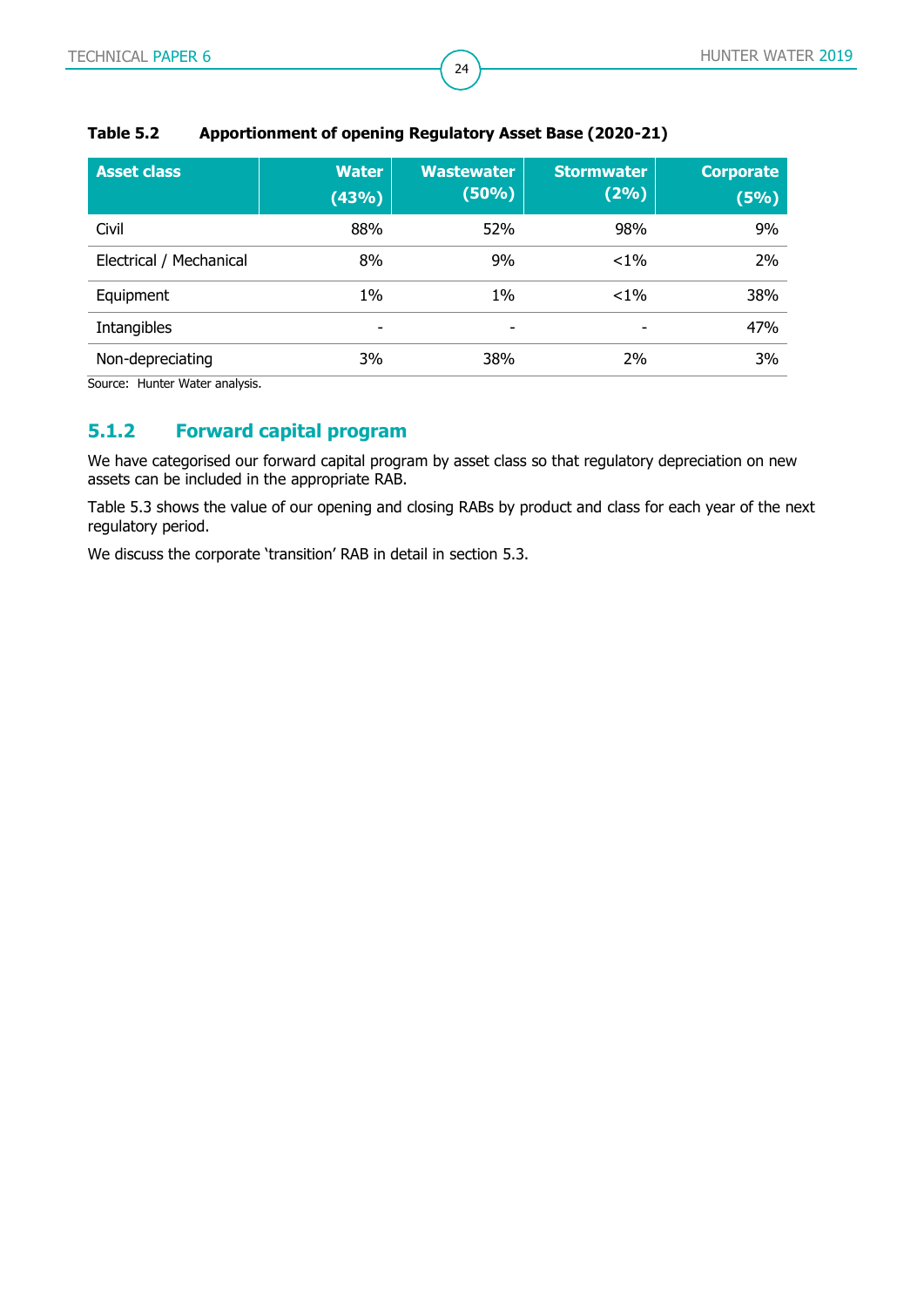**Table 5.2 Apportionment of opening Regulatory Asset Base (2020-21)**

| Asset class | Water (43%) | Wastewater (50%) | Stormwater (2%) | Corporate (5%) |
|---|---|---|---|---|
| Civil | 88% | 52% | 98% | 9% |
| Electrical / Mechanical | 8% | 9% | <1% | 2% |
| Equipment | 1% | 1% | <1% | 38% |
| Intangibles | - | - | - | 47% |
| Non-depreciating | 3% | 38% | 2% | 3% |

Source: Hunter Water analysis.

### 5.1.2 Forward capital program

We have categorised our forward capital program by asset class so that regulatory depreciation on new assets can be included in the appropriate RAB.

Table 5.3 shows the value of our opening and closing RABs by product and class for each year of the next regulatory period.

We discuss the corporate 'transition' RAB in detail in section 5.3.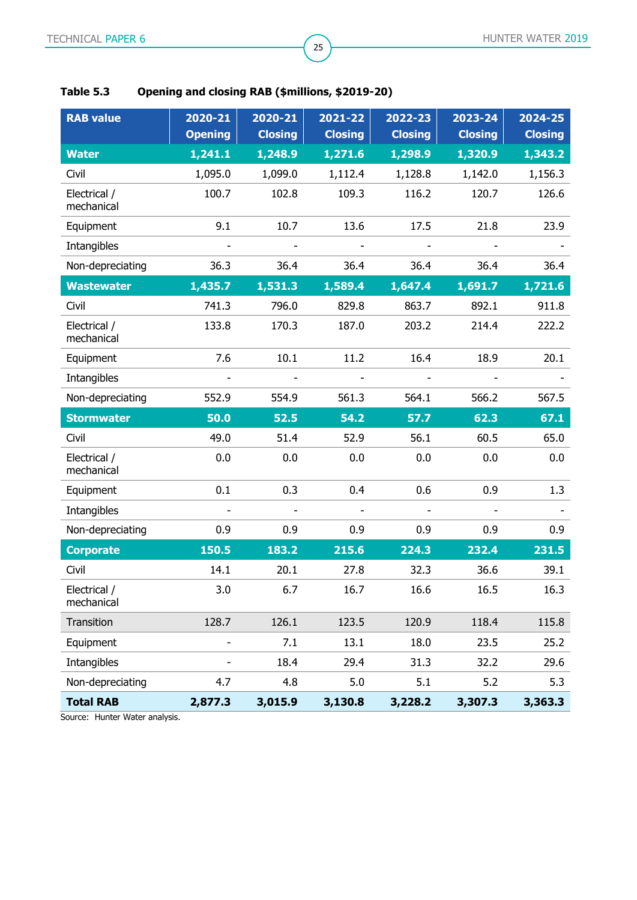**Table 5.3 Opening and closing RAB ($millions, $2019-20)**

| RAB value | 2020-21 Opening | 2020-21 Closing | 2021-22 Closing | 2022-23 Closing | 2023-24 Closing | 2024-25 Closing |
|---|---|---|---|---|---|---|
| **Water** | **1,241.1** | **1,248.9** | **1,271.6** | **1,298.9** | **1,320.9** | **1,343.2** |
| Civil | 1,095.0 | 1,099.0 | 1,112.4 | 1,128.8 | 1,142.0 | 1,156.3 |
| Electrical / mechanical | 100.7 | 102.8 | 109.3 | 116.2 | 120.7 | 126.6 |
| Equipment | 9.1 | 10.7 | 13.6 | 17.5 | 21.8 | 23.9 |
| Intangibles | - | - | - | - | - | - |
| Non-depreciating | 36.3 | 36.4 | 36.4 | 36.4 | 36.4 | 36.4 |
| **Wastewater** | **1,435.7** | **1,531.3** | **1,589.4** | **1,647.4** | **1,691.7** | **1,721.6** |
| Civil | 741.3 | 796.0 | 829.8 | 863.7 | 892.1 | 911.8 |
| Electrical / mechanical | 133.8 | 170.3 | 187.0 | 203.2 | 214.4 | 222.2 |
| Equipment | 7.6 | 10.1 | 11.2 | 16.4 | 18.9 | 20.1 |
| Intangibles | - | - | - | - | - | - |
| Non-depreciating | 552.9 | 554.9 | 561.3 | 564.1 | 566.2 | 567.5 |
| **Stormwater** | **50.0** | **52.5** | **54.2** | **57.7** | **62.3** | **67.1** |
| Civil | 49.0 | 51.4 | 52.9 | 56.1 | 60.5 | 65.0 |
| Electrical / mechanical | 0.0 | 0.0 | 0.0 | 0.0 | 0.0 | 0.0 |
| Equipment | 0.1 | 0.3 | 0.4 | 0.6 | 0.9 | 1.3 |
| Intangibles | - | - | - | - | - | - |
| Non-depreciating | 0.9 | 0.9 | 0.9 | 0.9 | 0.9 | 0.9 |
| **Corporate** | **150.5** | **183.2** | **215.6** | **224.3** | **232.4** | **231.5** |
| Civil | 14.1 | 20.1 | 27.8 | 32.3 | 36.6 | 39.1 |
| Electrical / mechanical | 3.0 | 6.7 | 16.7 | 16.6 | 16.5 | 16.3 |
| Transition | 128.7 | 126.1 | 123.5 | 120.9 | 118.4 | 115.8 |
| Equipment | - | 7.1 | 13.1 | 18.0 | 23.5 | 25.2 |
| Intangibles | - | 18.4 | 29.4 | 31.3 | 32.2 | 29.6 |
| Non-depreciating | 4.7 | 4.8 | 5.0 | 5.1 | 5.2 | 5.3 |
| **Total RAB** | **2,877.3** | **3,015.9** | **3,130.8** | **3,228.2** | **3,307.3** | **3,363.3** |

Source: Hunter Water analysis.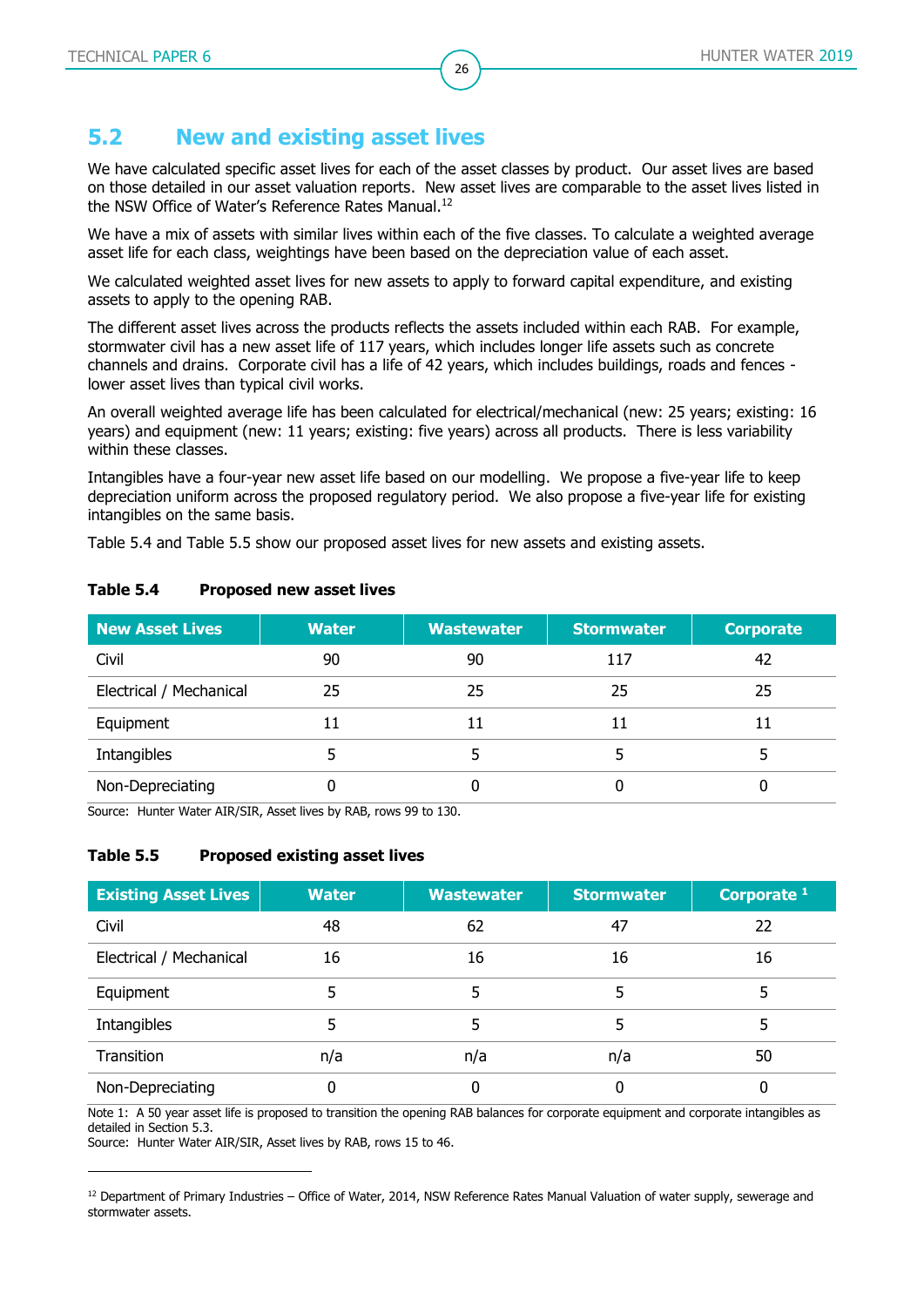## 5.2 New and existing asset lives

We have calculated specific asset lives for each of the asset classes by product. Our asset lives are based on those detailed in our asset valuation reports. New asset lives are comparable to the asset lives listed in the NSW Office of Water's Reference Rates Manual.[12]

We have a mix of assets with similar lives within each of the five classes. To calculate a weighted average asset life for each class, weightings have been based on the depreciation value of each asset.

We calculated weighted asset lives for new assets to apply to forward capital expenditure, and existing assets to apply to the opening RAB.

The different asset lives across the products reflects the assets included within each RAB. For example, stormwater civil has a new asset life of 117 years, which includes longer life assets such as concrete channels and drains. Corporate civil has a life of 42 years, which includes buildings, roads and fences - lower asset lives than typical civil works.

An overall weighted average life has been calculated for electrical/mechanical (new: 25 years; existing: 16 years) and equipment (new: 11 years; existing: five years) across all products. There is less variability within these classes.

Intangibles have a four-year new asset life based on our modelling. We propose a five-year life to keep depreciation uniform across the proposed regulatory period. We also propose a five-year life for existing intangibles on the same basis.

Table 5.4 and Table 5.5 show our proposed asset lives for new assets and existing assets.

**Table 5.4 Proposed new asset lives**

| New Asset Lives | Water | Wastewater | Stormwater | Corporate |
|---|---|---|---|---|
| Civil | 90 | 90 | 117 | 42 |
| Electrical / Mechanical | 25 | 25 | 25 | 25 |
| Equipment | 11 | 11 | 11 | 11 |
| Intangibles | 5 | 5 | 5 | 5 |
| Non-Depreciating | 0 | 0 | 0 | 0 |

Source: Hunter Water AIR/SIR, Asset lives by RAB, rows 99 to 130.

**Table 5.5 Proposed existing asset lives**

| Existing Asset Lives | Water | Wastewater | Stormwater | Corporate [1] |
|---|---|---|---|---|
| Civil | 48 | 62 | 47 | 22 |
| Electrical / Mechanical | 16 | 16 | 16 | 16 |
| Equipment | 5 | 5 | 5 | 5 |
| Intangibles | 5 | 5 | 5 | 5 |
| Transition | n/a | n/a | n/a | 50 |
| Non-Depreciating | 0 | 0 | 0 | 0 |

Note 1: A 50 year asset life is proposed to transition the opening RAB balances for corporate equipment and corporate intangibles as detailed in Section 5.3.

Source: Hunter Water AIR/SIR, Asset lives by RAB, rows 15 to 46.

[12] Department of Primary Industries – Office of Water, 2014, NSW Reference Rates Manual Valuation of water supply, sewerage and stormwater assets.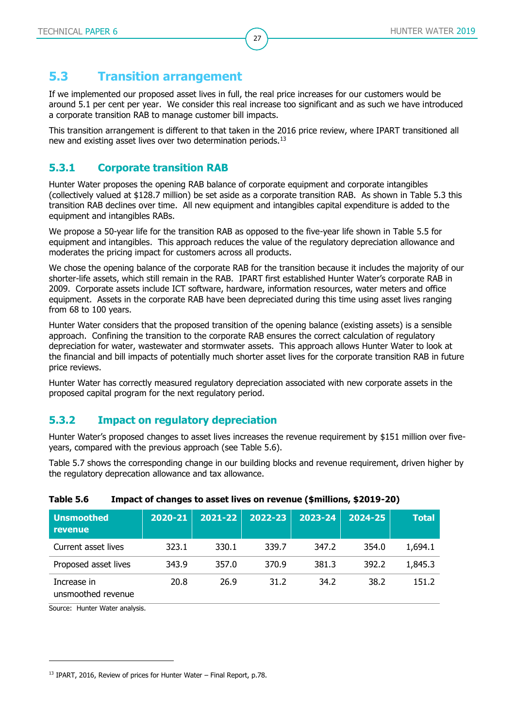## 5.3 Transition arrangement

If we implemented our proposed asset lives in full, the real price increases for our customers would be around 5.1 per cent per year. We consider this real increase too significant and as such we have introduced a corporate transition RAB to manage customer bill impacts.

This transition arrangement is different to that taken in the 2016 price review, where IPART transitioned all new and existing asset lives over two determination periods.[13]

### 5.3.1 Corporate transition RAB

Hunter Water proposes the opening RAB balance of corporate equipment and corporate intangibles (collectively valued at $128.7 million) be set aside as a corporate transition RAB. As shown in Table 5.3 this transition RAB declines over time. All new equipment and intangibles capital expenditure is added to the equipment and intangibles RABs.

We propose a 50-year life for the transition RAB as opposed to the five-year life shown in Table 5.5 for equipment and intangibles. This approach reduces the value of the regulatory depreciation allowance and moderates the pricing impact for customers across all products.

We chose the opening balance of the corporate RAB for the transition because it includes the majority of our shorter-life assets, which still remain in the RAB. IPART first established Hunter Water's corporate RAB in 2009. Corporate assets include ICT software, hardware, information resources, water meters and office equipment. Assets in the corporate RAB have been depreciated during this time using asset lives ranging from 68 to 100 years.

Hunter Water considers that the proposed transition of the opening balance (existing assets) is a sensible approach. Confining the transition to the corporate RAB ensures the correct calculation of regulatory depreciation for water, wastewater and stormwater assets. This approach allows Hunter Water to look at the financial and bill impacts of potentially much shorter asset lives for the corporate transition RAB in future price reviews.

Hunter Water has correctly measured regulatory depreciation associated with new corporate assets in the proposed capital program for the next regulatory period.

### 5.3.2 Impact on regulatory depreciation

Hunter Water's proposed changes to asset lives increases the revenue requirement by $151 million over five-years, compared with the previous approach (see Table 5.6).

Table 5.7 shows the corresponding change in our building blocks and revenue requirement, driven higher by the regulatory deprecation allowance and tax allowance.

**Table 5.6 Impact of changes to asset lives on revenue ($millions, $2019-20)**

| Unsmoothed revenue | 2020-21 | 2021-22 | 2022-23 | 2023-24 | 2024-25 | Total |
|---|---|---|---|---|---|---|
| Current asset lives | 323.1 | 330.1 | 339.7 | 347.2 | 354.0 | 1,694.1 |
| Proposed asset lives | 343.9 | 357.0 | 370.9 | 381.3 | 392.2 | 1,845.3 |
| Increase in unsmoothed revenue | 20.8 | 26.9 | 31.2 | 34.2 | 38.2 | 151.2 |

Source: Hunter Water analysis.

[13] IPART, 2016, Review of prices for Hunter Water – Final Report, p.78.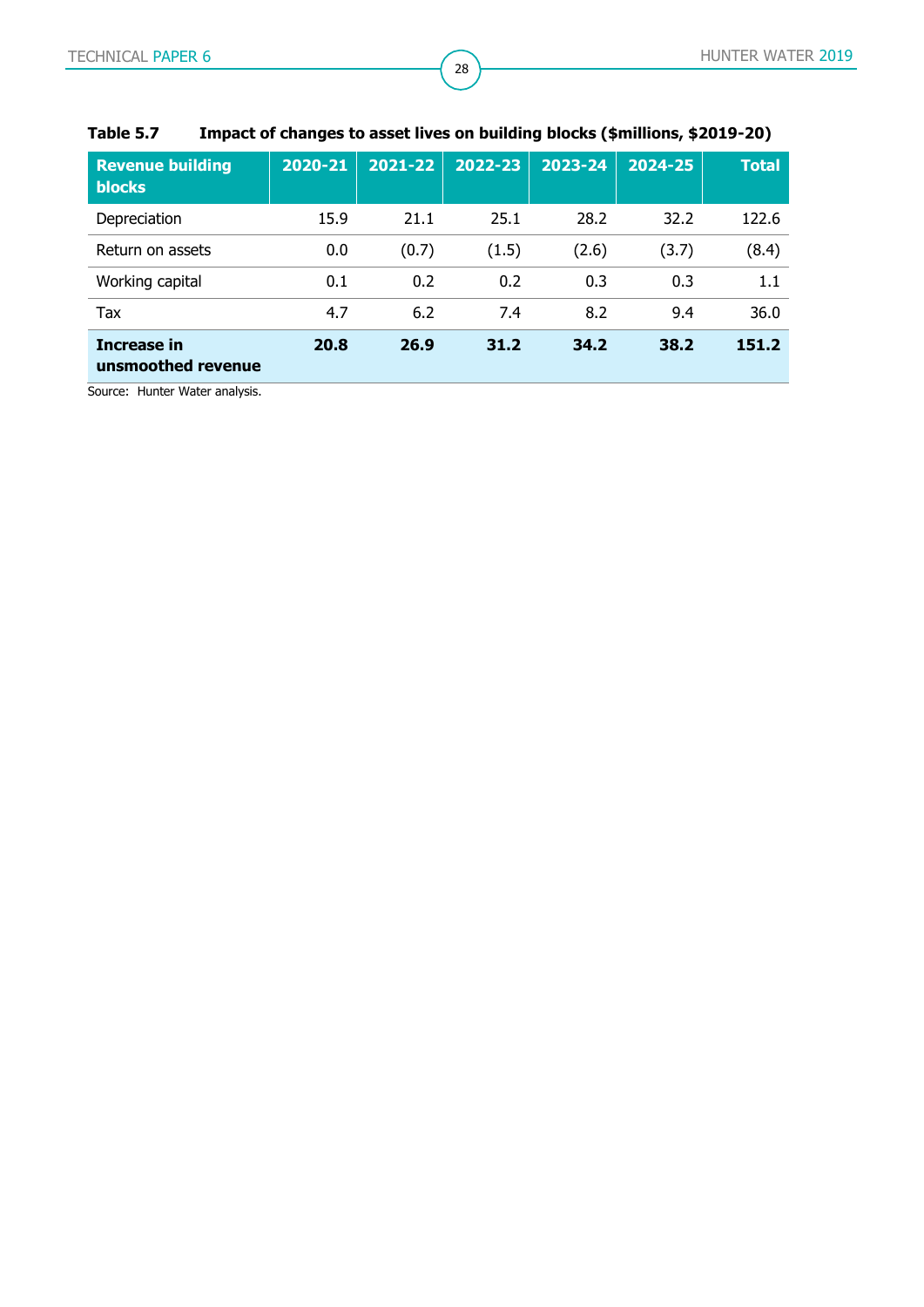**Table 5.7 Impact of changes to asset lives on building blocks ($millions, $2019-20)**

| Revenue building blocks | 2020-21 | 2021-22 | 2022-23 | 2023-24 | 2024-25 | Total |
|---|---|---|---|---|---|---|
| Depreciation | 15.9 | 21.1 | 25.1 | 28.2 | 32.2 | 122.6 |
| Return on assets | 0.0 | (0.7) | (1.5) | (2.6) | (3.7) | (8.4) |
| Working capital | 0.1 | 0.2 | 0.2 | 0.3 | 0.3 | 1.1 |
| Tax | 4.7 | 6.2 | 7.4 | 8.2 | 9.4 | 36.0 |
| **Increase in unsmoothed revenue** | **20.8** | **26.9** | **31.2** | **34.2** | **38.2** | **151.2** |

Source: Hunter Water analysis.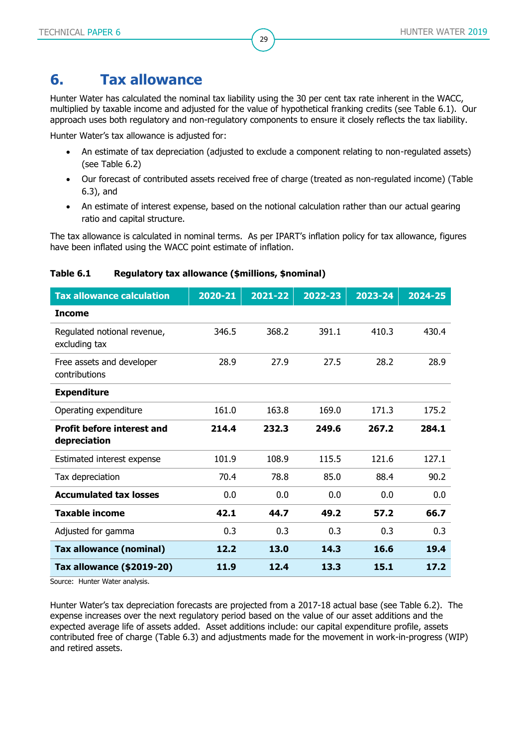# 6. Tax allowance

Hunter Water has calculated the nominal tax liability using the 30 per cent tax rate inherent in the WACC, multiplied by taxable income and adjusted for the value of hypothetical franking credits (see Table 6.1). Our approach uses both regulatory and non-regulatory components to ensure it closely reflects the tax liability.

Hunter Water's tax allowance is adjusted for:

- An estimate of tax depreciation (adjusted to exclude a component relating to non-regulated assets) (see Table 6.2)
- Our forecast of contributed assets received free of charge (treated as non-regulated income) (Table 6.3), and
- An estimate of interest expense, based on the notional calculation rather than our actual gearing ratio and capital structure.

The tax allowance is calculated in nominal terms. As per IPART's inflation policy for tax allowance, figures have been inflated using the WACC point estimate of inflation.

**Table 6.1 Regulatory tax allowance ($millions, $nominal)**

| Tax allowance calculation | 2020-21 | 2021-22 | 2022-23 | 2023-24 | 2024-25 |
|---|---|---|---|---|---|
| **Income** | | | | | |
| Regulated notional revenue, excluding tax | 346.5 | 368.2 | 391.1 | 410.3 | 430.4 |
| Free assets and developer contributions | 28.9 | 27.9 | 27.5 | 28.2 | 28.9 |
| **Expenditure** | | | | | |
| Operating expenditure | 161.0 | 163.8 | 169.0 | 171.3 | 175.2 |
| **Profit before interest and depreciation** | **214.4** | **232.3** | **249.6** | **267.2** | **284.1** |
| Estimated interest expense | 101.9 | 108.9 | 115.5 | 121.6 | 127.1 |
| Tax depreciation | 70.4 | 78.8 | 85.0 | 88.4 | 90.2 |
| **Accumulated tax losses** | 0.0 | 0.0 | 0.0 | 0.0 | 0.0 |
| **Taxable income** | **42.1** | **44.7** | **49.2** | **57.2** | **66.7** |
| Adjusted for gamma | 0.3 | 0.3 | 0.3 | 0.3 | 0.3 |
| **Tax allowance (nominal)** | **12.2** | **13.0** | **14.3** | **16.6** | **19.4** |
| **Tax allowance ($2019-20)** | **11.9** | **12.4** | **13.3** | **15.1** | **17.2** |

Source: Hunter Water analysis.

Hunter Water's tax depreciation forecasts are projected from a 2017-18 actual base (see Table 6.2). The expense increases over the next regulatory period based on the value of our asset additions and the expected average life of assets added. Asset additions include: our capital expenditure profile, assets contributed free of charge (Table 6.3) and adjustments made for the movement in work-in-progress (WIP) and retired assets.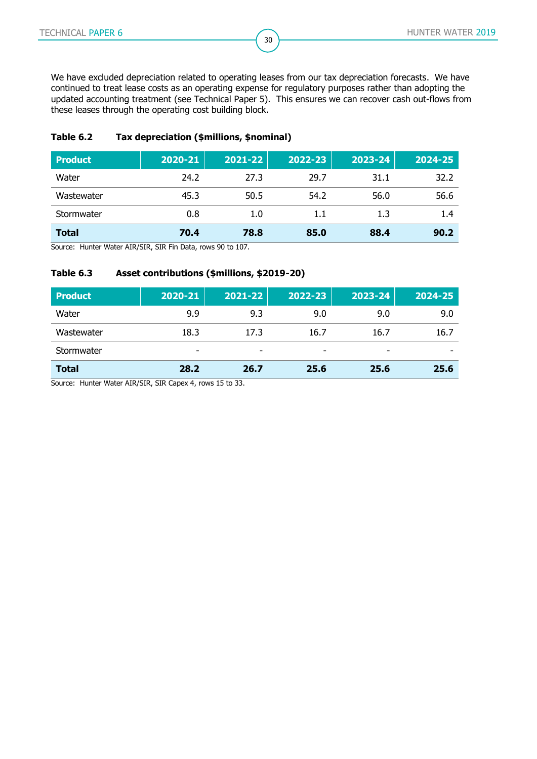We have excluded depreciation related to operating leases from our tax depreciation forecasts. We have continued to treat lease costs as an operating expense for regulatory purposes rather than adopting the updated accounting treatment (see Technical Paper 5). This ensures we can recover cash out-flows from these leases through the operating cost building block.

**Table 6.2 Tax depreciation ($millions, $nominal)**

| Product | 2020-21 | 2021-22 | 2022-23 | 2023-24 | 2024-25 |
|---|---|---|---|---|---|
| Water | 24.2 | 27.3 | 29.7 | 31.1 | 32.2 |
| Wastewater | 45.3 | 50.5 | 54.2 | 56.0 | 56.6 |
| Stormwater | 0.8 | 1.0 | 1.1 | 1.3 | 1.4 |
| **Total** | **70.4** | **78.8** | **85.0** | **88.4** | **90.2** |

Source: Hunter Water AIR/SIR, SIR Fin Data, rows 90 to 107.

**Table 6.3 Asset contributions ($millions, $2019-20)**

| Product | 2020-21 | 2021-22 | 2022-23 | 2023-24 | 2024-25 |
|---|---|---|---|---|---|
| Water | 9.9 | 9.3 | 9.0 | 9.0 | 9.0 |
| Wastewater | 18.3 | 17.3 | 16.7 | 16.7 | 16.7 |
| Stormwater | - | - | - | - | - |
| **Total** | **28.2** | **26.7** | **25.6** | **25.6** | **25.6** |

Source: Hunter Water AIR/SIR, SIR Capex 4, rows 15 to 33.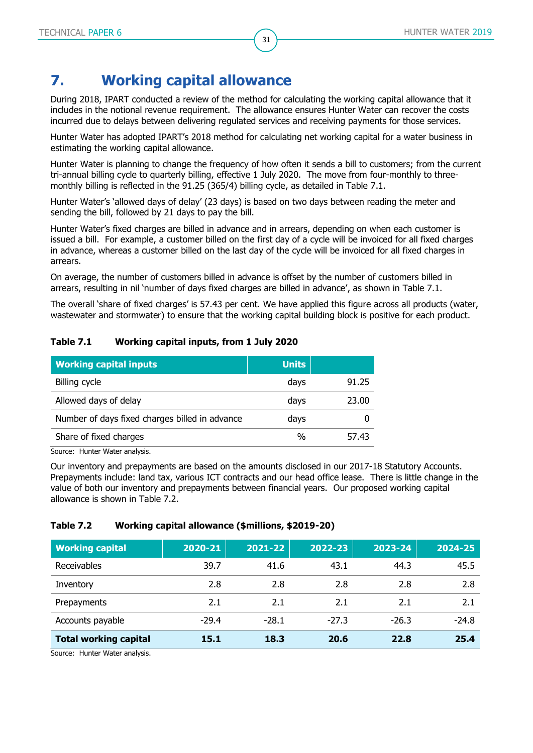# 7. Working capital allowance

During 2018, IPART conducted a review of the method for calculating the working capital allowance that it includes in the notional revenue requirement. The allowance ensures Hunter Water can recover the costs incurred due to delays between delivering regulated services and receiving payments for those services.

Hunter Water has adopted IPART's 2018 method for calculating net working capital for a water business in estimating the working capital allowance.

Hunter Water is planning to change the frequency of how often it sends a bill to customers; from the current tri-annual billing cycle to quarterly billing, effective 1 July 2020. The move from four-monthly to three-monthly billing is reflected in the 91.25 (365/4) billing cycle, as detailed in Table 7.1.

Hunter Water's 'allowed days of delay' (23 days) is based on two days between reading the meter and sending the bill, followed by 21 days to pay the bill.

Hunter Water's fixed charges are billed in advance and in arrears, depending on when each customer is issued a bill. For example, a customer billed on the first day of a cycle will be invoiced for all fixed charges in advance, whereas a customer billed on the last day of the cycle will be invoiced for all fixed charges in arrears.

On average, the number of customers billed in advance is offset by the number of customers billed in arrears, resulting in nil 'number of days fixed charges are billed in advance', as shown in Table 7.1.

The overall 'share of fixed charges' is 57.43 per cent. We have applied this figure across all products (water, wastewater and stormwater) to ensure that the working capital building block is positive for each product.

**Table 7.1 Working capital inputs, from 1 July 2020**

| Working capital inputs | Units | |
|---|---|---|
| Billing cycle | days | 91.25 |
| Allowed days of delay | days | 23.00 |
| Number of days fixed charges billed in advance | days | 0 |
| Share of fixed charges | % | 57.43 |

Source: Hunter Water analysis.

Our inventory and prepayments are based on the amounts disclosed in our 2017-18 Statutory Accounts. Prepayments include: land tax, various ICT contracts and our head office lease. There is little change in the value of both our inventory and prepayments between financial years. Our proposed working capital allowance is shown in Table 7.2.

**Table 7.2 Working capital allowance ($millions, $2019-20)**

| Working capital | 2020-21 | 2021-22 | 2022-23 | 2023-24 | 2024-25 |
|---|---|---|---|---|---|
| Receivables | 39.7 | 41.6 | 43.1 | 44.3 | 45.5 |
| Inventory | 2.8 | 2.8 | 2.8 | 2.8 | 2.8 |
| Prepayments | 2.1 | 2.1 | 2.1 | 2.1 | 2.1 |
| Accounts payable | -29.4 | -28.1 | -27.3 | -26.3 | -24.8 |
| **Total working capital** | **15.1** | **18.3** | **20.6** | **22.8** | **25.4** |

Source: Hunter Water analysis.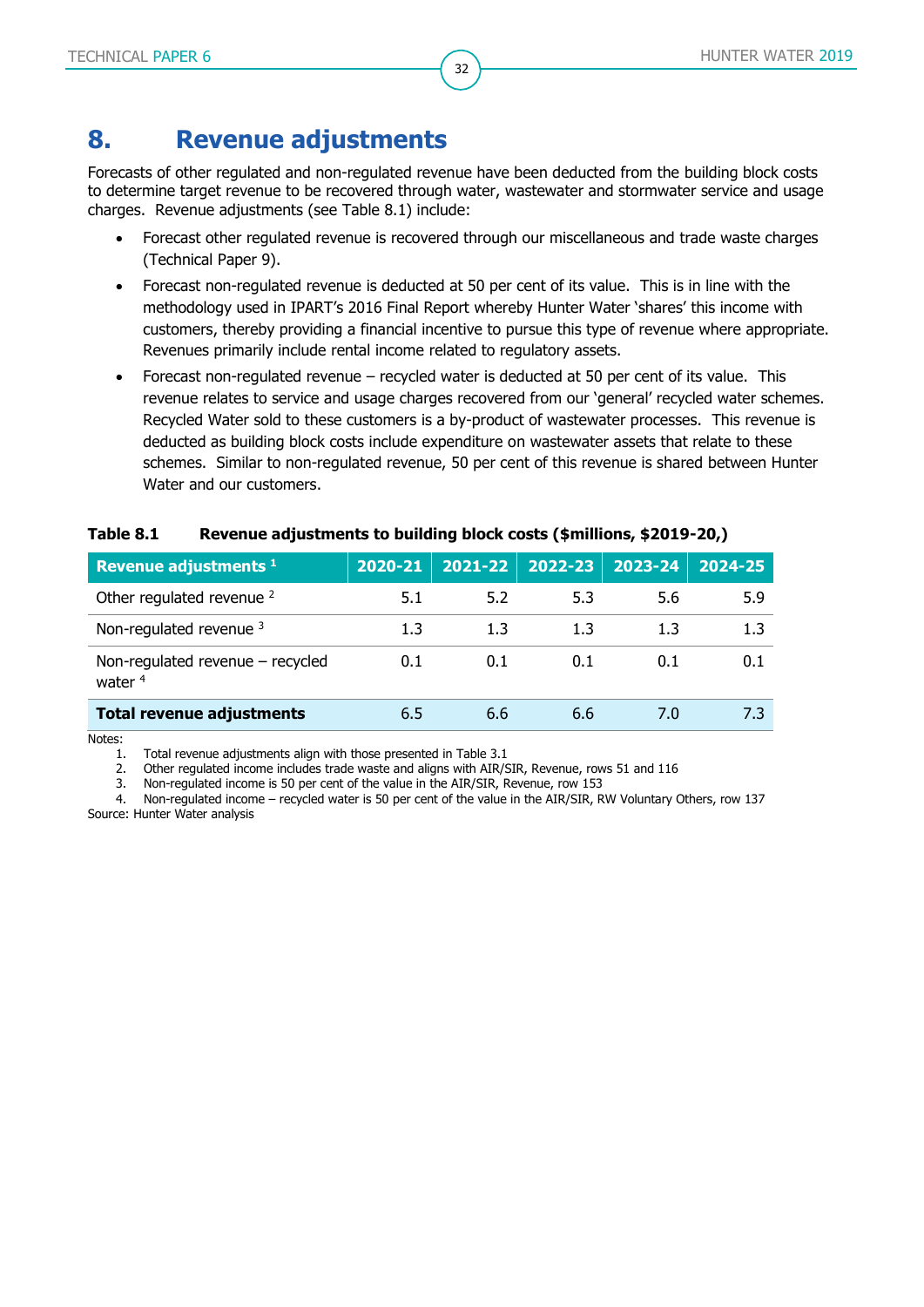# 8. Revenue adjustments

Forecasts of other regulated and non-regulated revenue have been deducted from the building block costs to determine target revenue to be recovered through water, wastewater and stormwater service and usage charges. Revenue adjustments (see Table 8.1) include:

- Forecast other regulated revenue is recovered through our miscellaneous and trade waste charges (Technical Paper 9).
- Forecast non-regulated revenue is deducted at 50 per cent of its value. This is in line with the methodology used in IPART's 2016 Final Report whereby Hunter Water 'shares' this income with customers, thereby providing a financial incentive to pursue this type of revenue where appropriate. Revenues primarily include rental income related to regulatory assets.
- Forecast non-regulated revenue – recycled water is deducted at 50 per cent of its value. This revenue relates to service and usage charges recovered from our 'general' recycled water schemes. Recycled Water sold to these customers is a by-product of wastewater processes. This revenue is deducted as building block costs include expenditure on wastewater assets that relate to these schemes. Similar to non-regulated revenue, 50 per cent of this revenue is shared between Hunter Water and our customers.

**Table 8.1 Revenue adjustments to building block costs ($millions, $2019-20,)**

| Revenue adjustments [1] | 2020-21 | 2021-22 | 2022-23 | 2023-24 | 2024-25 |
|---|---|---|---|---|---|
| Other regulated revenue [2] | 5.1 | 5.2 | 5.3 | 5.6 | 5.9 |
| Non-regulated revenue [3] | 1.3 | 1.3 | 1.3 | 1.3 | 1.3 |
| Non-regulated revenue – recycled water [4] | 0.1 | 0.1 | 0.1 | 0.1 | 0.1 |
| **Total revenue adjustments** | 6.5 | 6.6 | 6.6 | 7.0 | 7.3 |

Notes:
1. Total revenue adjustments align with those presented in Table 3.1
2. Other regulated income includes trade waste and aligns with AIR/SIR, Revenue, rows 51 and 116
3. Non-regulated income is 50 per cent of the value in the AIR/SIR, Revenue, row 153
4. Non-regulated income – recycled water is 50 per cent of the value in the AIR/SIR, RW Voluntary Others, row 137

Source: Hunter Water analysis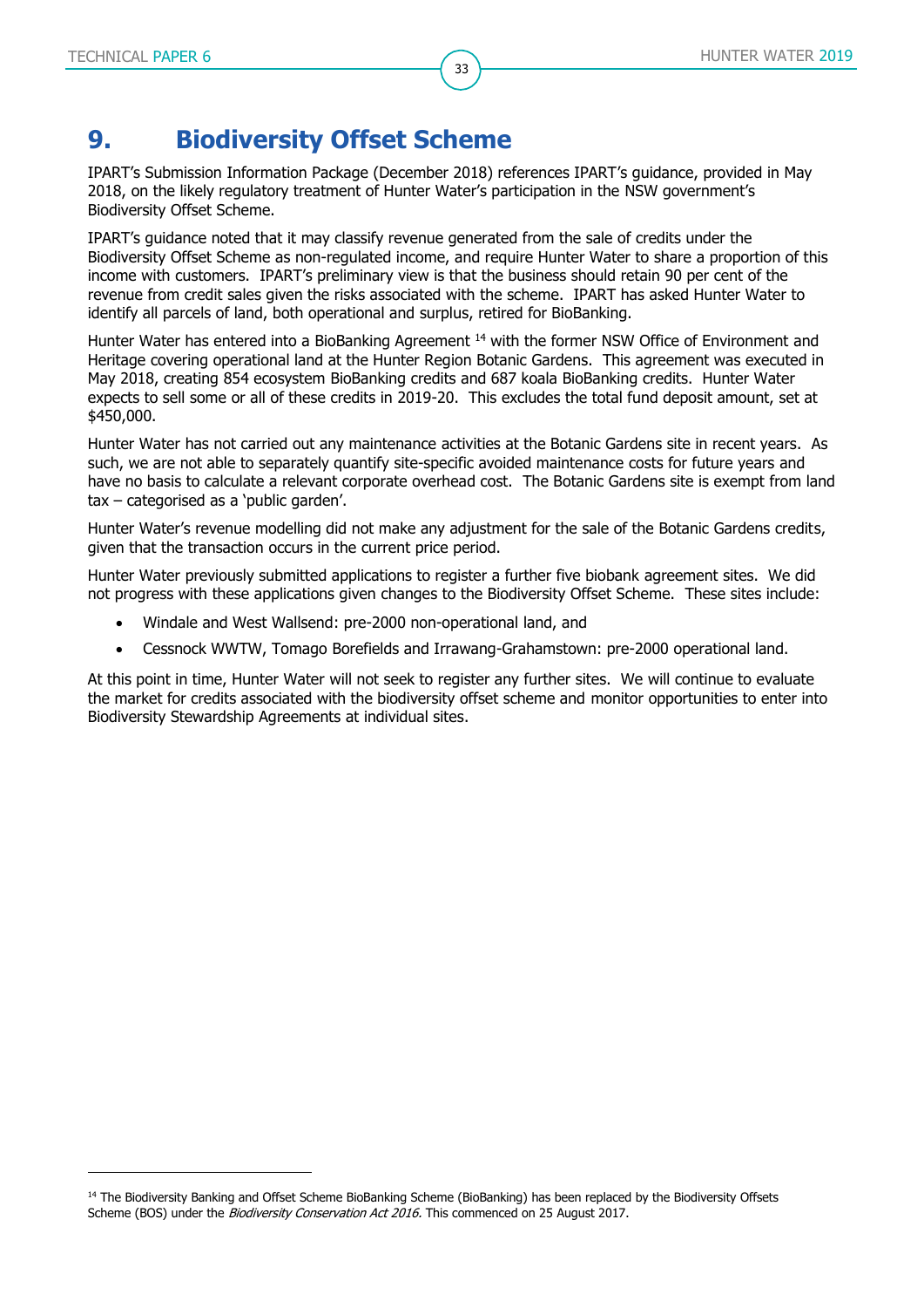# 9. Biodiversity Offset Scheme

IPART's Submission Information Package (December 2018) references IPART's guidance, provided in May 2018, on the likely regulatory treatment of Hunter Water's participation in the NSW government's Biodiversity Offset Scheme.

IPART's guidance noted that it may classify revenue generated from the sale of credits under the Biodiversity Offset Scheme as non-regulated income, and require Hunter Water to share a proportion of this income with customers. IPART's preliminary view is that the business should retain 90 per cent of the revenue from credit sales given the risks associated with the scheme. IPART has asked Hunter Water to identify all parcels of land, both operational and surplus, retired for BioBanking.

Hunter Water has entered into a BioBanking Agreement [14] with the former NSW Office of Environment and Heritage covering operational land at the Hunter Region Botanic Gardens. This agreement was executed in May 2018, creating 854 ecosystem BioBanking credits and 687 koala BioBanking credits. Hunter Water expects to sell some or all of these credits in 2019-20. This excludes the total fund deposit amount, set at $450,000.

Hunter Water has not carried out any maintenance activities at the Botanic Gardens site in recent years. As such, we are not able to separately quantify site-specific avoided maintenance costs for future years and have no basis to calculate a relevant corporate overhead cost. The Botanic Gardens site is exempt from land tax – categorised as a 'public garden'.

Hunter Water's revenue modelling did not make any adjustment for the sale of the Botanic Gardens credits, given that the transaction occurs in the current price period.

Hunter Water previously submitted applications to register a further five biobank agreement sites. We did not progress with these applications given changes to the Biodiversity Offset Scheme. These sites include:

- Windale and West Wallsend: pre-2000 non-operational land, and
- Cessnock WWTW, Tomago Borefields and Irrawang-Grahamstown: pre-2000 operational land.

At this point in time, Hunter Water will not seek to register any further sites. We will continue to evaluate the market for credits associated with the biodiversity offset scheme and monitor opportunities to enter into Biodiversity Stewardship Agreements at individual sites.

[14] The Biodiversity Banking and Offset Scheme BioBanking Scheme (BioBanking) has been replaced by the Biodiversity Offsets Scheme (BOS) under the *Biodiversity Conservation Act 2016.* This commenced on 25 August 2017.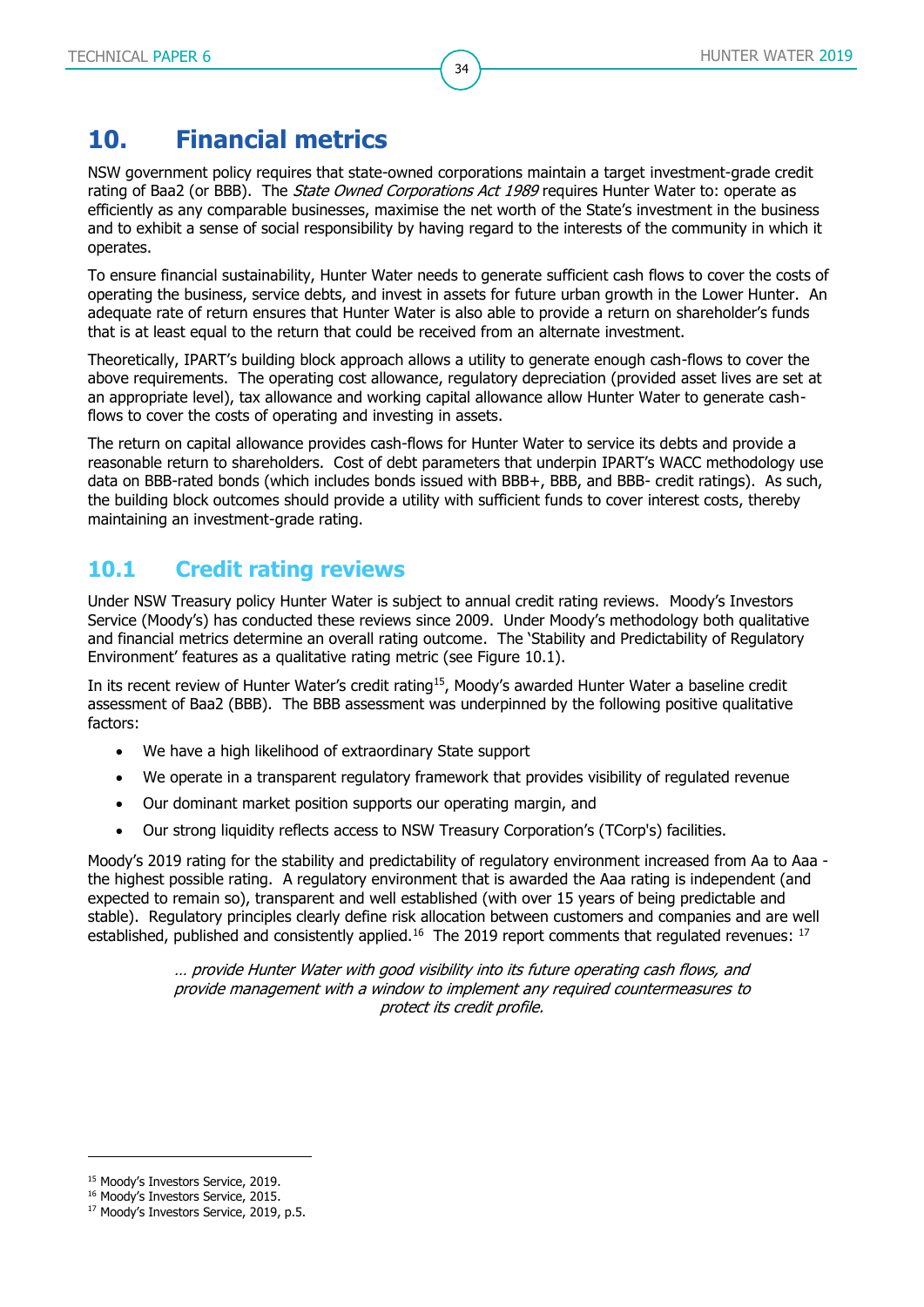# 10. Financial metrics

NSW government policy requires that state-owned corporations maintain a target investment-grade credit rating of Baa2 (or BBB). The *State Owned Corporations Act 1989* requires Hunter Water to: operate as efficiently as any comparable businesses, maximise the net worth of the State's investment in the business and to exhibit a sense of social responsibility by having regard to the interests of the community in which it operates.

To ensure financial sustainability, Hunter Water needs to generate sufficient cash flows to cover the costs of operating the business, service debts, and invest in assets for future urban growth in the Lower Hunter. An adequate rate of return ensures that Hunter Water is also able to provide a return on shareholder's funds that is at least equal to the return that could be received from an alternate investment.

Theoretically, IPART's building block approach allows a utility to generate enough cash-flows to cover the above requirements. The operating cost allowance, regulatory depreciation (provided asset lives are set at an appropriate level), tax allowance and working capital allowance allow Hunter Water to generate cash-flows to cover the costs of operating and investing in assets.

The return on capital allowance provides cash-flows for Hunter Water to service its debts and provide a reasonable return to shareholders. Cost of debt parameters that underpin IPART's WACC methodology use data on BBB-rated bonds (which includes bonds issued with BBB+, BBB, and BBB- credit ratings). As such, the building block outcomes should provide a utility with sufficient funds to cover interest costs, thereby maintaining an investment-grade rating.

## 10.1 Credit rating reviews

Under NSW Treasury policy Hunter Water is subject to annual credit rating reviews. Moody's Investors Service (Moody's) has conducted these reviews since 2009. Under Moody's methodology both qualitative and financial metrics determine an overall rating outcome. The 'Stability and Predictability of Regulatory Environment' features as a qualitative rating metric (see Figure 10.1).

In its recent review of Hunter Water's credit rating[15], Moody's awarded Hunter Water a baseline credit assessment of Baa2 (BBB). The BBB assessment was underpinned by the following positive qualitative factors:

- We have a high likelihood of extraordinary State support
- We operate in a transparent regulatory framework that provides visibility of regulated revenue
- Our dominant market position supports our operating margin, and
- Our strong liquidity reflects access to NSW Treasury Corporation's (TCorp's) facilities.

Moody's 2019 rating for the stability and predictability of regulatory environment increased from Aa to Aaa - the highest possible rating. A regulatory environment that is awarded the Aaa rating is independent (and expected to remain so), transparent and well established (with over 15 years of being predictable and stable). Regulatory principles clearly define risk allocation between customers and companies and are well established, published and consistently applied.[16] The 2019 report comments that regulated revenues: [17]

> *… provide Hunter Water with good visibility into its future operating cash flows, and provide management with a window to implement any required countermeasures to protect its credit profile.*

---

[15] Moody's Investors Service, 2019.

[16] Moody's Investors Service, 2015.

[17] Moody's Investors Service, 2019, p.5.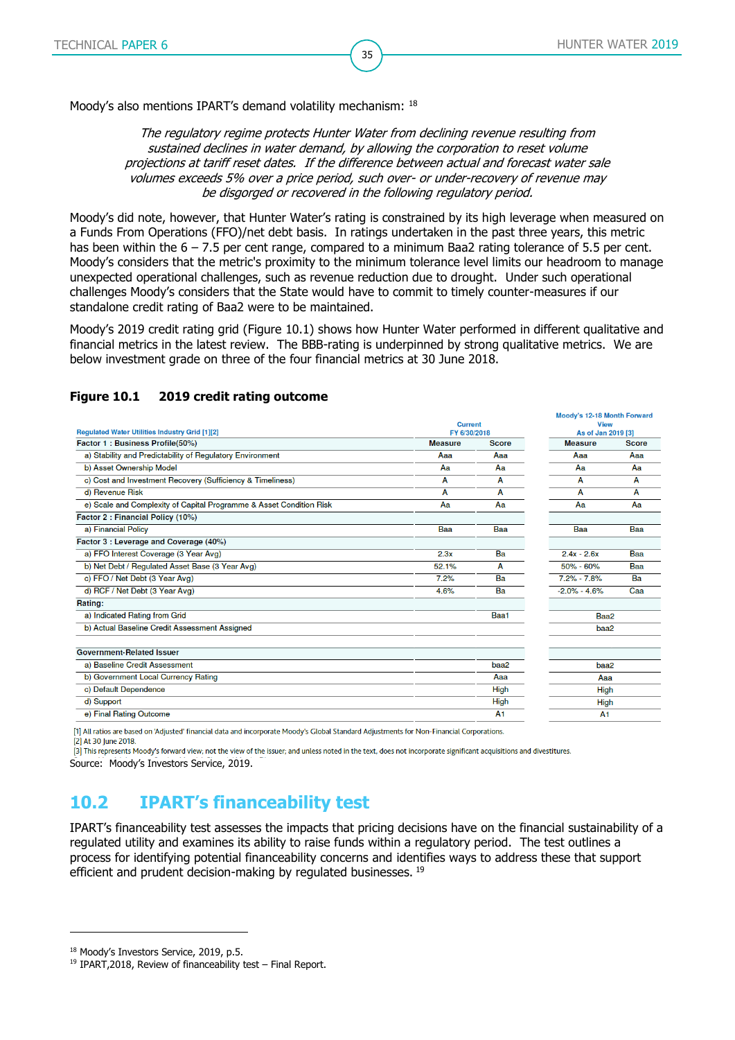Moody's also mentions IPART's demand volatility mechanism: [18]

> *The regulatory regime protects Hunter Water from declining revenue resulting from sustained declines in water demand, by allowing the corporation to reset volume projections at tariff reset dates. If the difference between actual and forecast water sale volumes exceeds 5% over a price period, such over- or under-recovery of revenue may be disgorged or recovered in the following regulatory period.*

Moody's did note, however, that Hunter Water's rating is constrained by its high leverage when measured on a Funds From Operations (FFO)/net debt basis. In ratings undertaken in the past three years, this metric has been within the 6 – 7.5 per cent range, compared to a minimum Baa2 rating tolerance of 5.5 per cent. Moody's considers that the metric's proximity to the minimum tolerance level limits our headroom to manage unexpected operational challenges, such as revenue reduction due to drought. Under such operational challenges Moody's considers that the State would have to commit to timely counter-measures if our standalone credit rating of Baa2 were to be maintained.

Moody's 2019 credit rating grid (Figure 10.1) shows how Hunter Water performed in different qualitative and financial metrics in the latest review. The BBB-rating is underpinned by strong qualitative metrics. We are below investment grade on three of the four financial metrics at 30 June 2018.

**Figure 10.1 2019 credit rating outcome**

| Regulated Water Utilities Industry Grid [1][2] | Current FY 6/30/2018 | | Moody's 12-18 Month Forward View As of Jan 2019 [3] | |
|---|---|---|---|---|
| **Factor 1 : Business Profile(50%)** | **Measure** | **Score** | **Measure** | **Score** |
| a) Stability and Predictability of Regulatory Environment | Aaa | Aaa | Aaa | Aaa |
| b) Asset Ownership Model | Aa | Aa | Aa | Aa |
| c) Cost and Investment Recovery (Sufficiency & Timeliness) | A | A | A | A |
| d) Revenue Risk | A | A | A | A |
| e) Scale and Complexity of Capital Programme & Asset Condition Risk | Aa | Aa | Aa | Aa |
| **Factor 2 : Financial Policy (10%)** | | | | |
| a) Financial Policy | Baa | Baa | Baa | Baa |
| **Factor 3 : Leverage and Coverage (40%)** | | | | |
| a) FFO Interest Coverage (3 Year Avg) | 2.3x | Ba | 2.4x - 2.6x | Baa |
| b) Net Debt / Regulated Asset Base (3 Year Avg) | 52.1% | A | 50% - 60% | Baa |
| c) FFO / Net Debt (3 Year Avg) | 7.2% | Ba | 7.2% - 7.8% | Ba |
| d) RCF / Net Debt (3 Year Avg) | 4.6% | Ba | -2.0% - 4.6% | Caa |
| **Rating:** | | | | |
| a) Indicated Rating from Grid | | Baa1 | Baa2 | |
| b) Actual Baseline Credit Assessment Assigned | | | baa2 | |
| | | | | |
| **Government-Related Issuer** | | | | |
| a) Baseline Credit Assessment | | baa2 | baa2 | |
| b) Government Local Currency Rating | | Aaa | Aaa | |
| c) Default Dependence | | High | High | |
| d) Support | | High | High | |
| e) Final Rating Outcome | | A1 | A1 | |

[1] All ratios are based on 'Adjusted' financial data and incorporate Moody's Global Standard Adjustments for Non-Financial Corporations.
[2] At 30 June 2018.
[3] This represents Moody's forward view; not the view of the issuer; and unless noted in the text, does not incorporate significant acquisitions and divestitures.

Source: Moody's Investors Service, 2019.

## 10.2 IPART's financeability test

IPART's financeability test assesses the impacts that pricing decisions have on the financial sustainability of a regulated utility and examines its ability to raise funds within a regulatory period. The test outlines a process for identifying potential financeability concerns and identifies ways to address these that support efficient and prudent decision-making by regulated businesses. [19]

---

[18] Moody's Investors Service, 2019, p.5.
[19] IPART,2018, Review of financeability test – Final Report.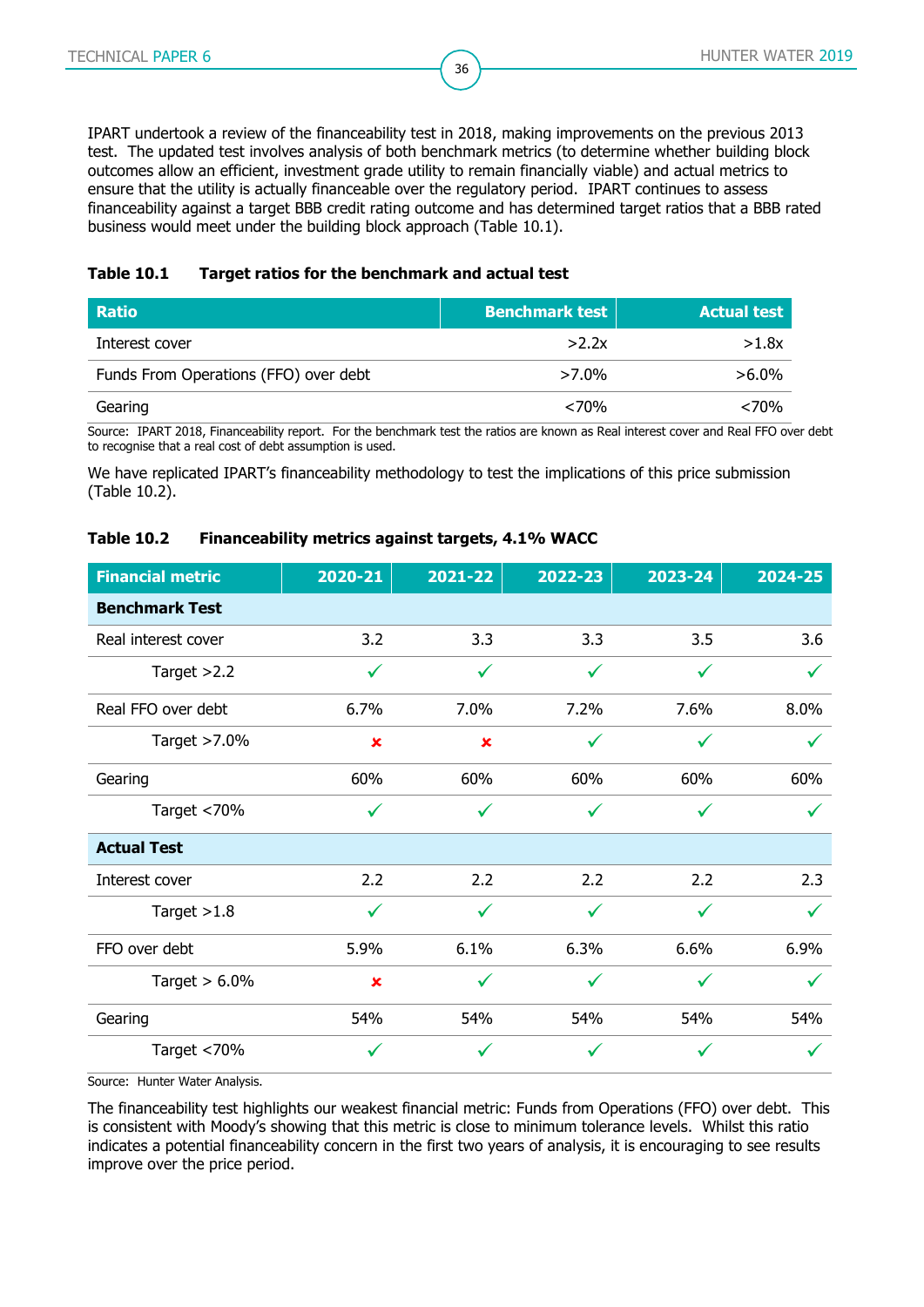IPART undertook a review of the financeability test in 2018, making improvements on the previous 2013 test. The updated test involves analysis of both benchmark metrics (to determine whether building block outcomes allow an efficient, investment grade utility to remain financially viable) and actual metrics to ensure that the utility is actually financeable over the regulatory period. IPART continues to assess financeability against a target BBB credit rating outcome and has determined target ratios that a BBB rated business would meet under the building block approach (Table 10.1).

**Table 10.1 Target ratios for the benchmark and actual test**

| Ratio | Benchmark test | Actual test |
|---|---|---|
| Interest cover | >2.2x | >1.8x |
| Funds From Operations (FFO) over debt | >7.0% | >6.0% |
| Gearing | <70% | <70% |

Source: IPART 2018, Financeability report. For the benchmark test the ratios are known as Real interest cover and Real FFO over debt to recognise that a real cost of debt assumption is used.

We have replicated IPART's financeability methodology to test the implications of this price submission (Table 10.2).

**Table 10.2 Financeability metrics against targets, 4.1% WACC**

| Financial metric | 2020-21 | 2021-22 | 2022-23 | 2023-24 | 2024-25 |
|---|---|---|---|---|---|
| **Benchmark Test** | | | | | |
| Real interest cover | 3.2 | 3.3 | 3.3 | 3.5 | 3.6 |
| Target >2.2 | ✓ | ✓ | ✓ | ✓ | ✓ |
| Real FFO over debt | 6.7% | 7.0% | 7.2% | 7.6% | 8.0% |
| Target >7.0% | ✗ | ✗ | ✓ | ✓ | ✓ |
| Gearing | 60% | 60% | 60% | 60% | 60% |
| Target <70% | ✓ | ✓ | ✓ | ✓ | ✓ |
| **Actual Test** | | | | | |
| Interest cover | 2.2 | 2.2 | 2.2 | 2.2 | 2.3 |
| Target >1.8 | ✓ | ✓ | ✓ | ✓ | ✓ |
| FFO over debt | 5.9% | 6.1% | 6.3% | 6.6% | 6.9% |
| Target > 6.0% | ✗ | ✓ | ✓ | ✓ | ✓ |
| Gearing | 54% | 54% | 54% | 54% | 54% |
| Target <70% | ✓ | ✓ | ✓ | ✓ | ✓ |

Source: Hunter Water Analysis.

The financeability test highlights our weakest financial metric: Funds from Operations (FFO) over debt. This is consistent with Moody's showing that this metric is close to minimum tolerance levels. Whilst this ratio indicates a potential financeability concern in the first two years of analysis, it is encouraging to see results improve over the price period.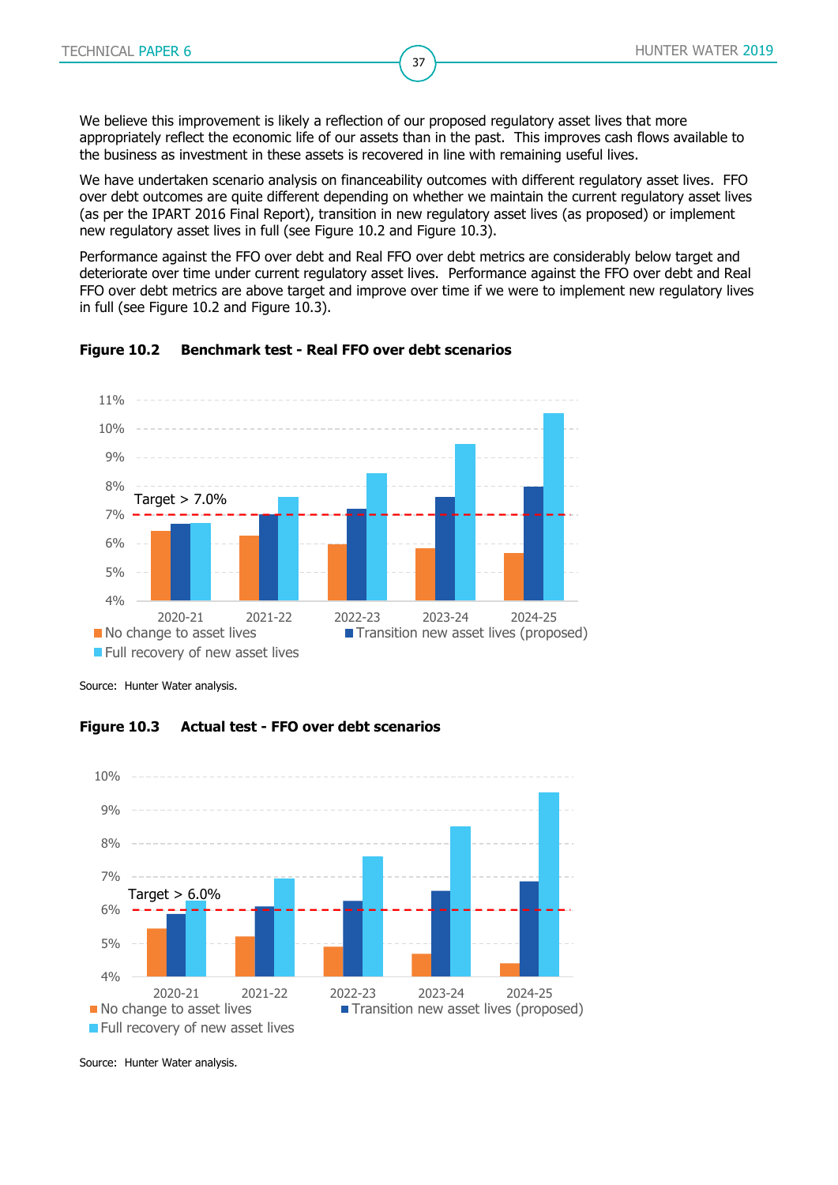We believe this improvement is likely a reflection of our proposed regulatory asset lives that more appropriately reflect the economic life of our assets than in the past. This improves cash flows available to the business as investment in these assets is recovered in line with remaining useful lives.

We have undertaken scenario analysis on financeability outcomes with different regulatory asset lives. FFO over debt outcomes are quite different depending on whether we maintain the current regulatory asset lives (as per the IPART 2016 Final Report), transition in new regulatory asset lives (as proposed) or implement new regulatory asset lives in full (see Figure 10.2 and Figure 10.3).

Performance against the FFO over debt and Real FFO over debt metrics are considerably below target and deteriorate over time under current regulatory asset lives. Performance against the FFO over debt and Real FFO over debt metrics are above target and improve over time if we were to implement new regulatory lives in full (see Figure 10.2 and Figure 10.3).

**Figure 10.2 Benchmark test - Real FFO over debt scenarios**

Source: Hunter Water analysis.

**Figure 10.3 Actual test - FFO over debt scenarios**

Source: Hunter Water analysis.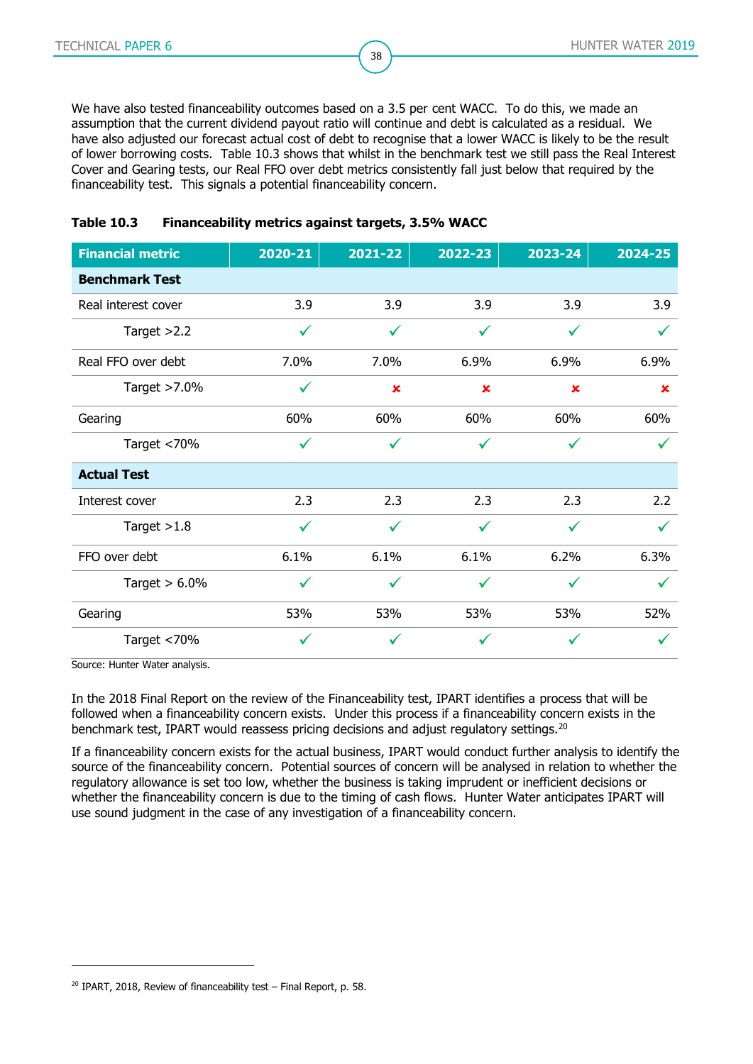We have also tested financeability outcomes based on a 3.5 per cent WACC. To do this, we made an assumption that the current dividend payout ratio will continue and debt is calculated as a residual. We have also adjusted our forecast actual cost of debt to recognise that a lower WACC is likely to be the result of lower borrowing costs. Table 10.3 shows that whilst in the benchmark test we still pass the Real Interest Cover and Gearing tests, our Real FFO over debt metrics consistently fall just below that required by the financeability test. This signals a potential financeability concern.

**Table 10.3 Financeability metrics against targets, 3.5% WACC**

| Financial metric | 2020-21 | 2021-22 | 2022-23 | 2023-24 | 2024-25 |
|---|---|---|---|---|---|
| **Benchmark Test** | | | | | |
| Real interest cover | 3.9 | 3.9 | 3.9 | 3.9 | 3.9 |
| Target >2.2 | ✓ | ✓ | ✓ | ✓ | ✓ |
| Real FFO over debt | 7.0% | 7.0% | 6.9% | 6.9% | 6.9% |
| Target >7.0% | ✓ | ✗ | ✗ | ✗ | ✗ |
| Gearing | 60% | 60% | 60% | 60% | 60% |
| Target <70% | ✓ | ✓ | ✓ | ✓ | ✓ |
| **Actual Test** | | | | | |
| Interest cover | 2.3 | 2.3 | 2.3 | 2.3 | 2.2 |
| Target >1.8 | ✓ | ✓ | ✓ | ✓ | ✓ |
| FFO over debt | 6.1% | 6.1% | 6.1% | 6.2% | 6.3% |
| Target > 6.0% | ✓ | ✓ | ✓ | ✓ | ✓ |
| Gearing | 53% | 53% | 53% | 53% | 52% |
| Target <70% | ✓ | ✓ | ✓ | ✓ | ✓ |

Source: Hunter Water analysis.

In the 2018 Final Report on the review of the Financeability test, IPART identifies a process that will be followed when a financeability concern exists. Under this process if a financeability concern exists in the benchmark test, IPART would reassess pricing decisions and adjust regulatory settings.[20]

If a financeability concern exists for the actual business, IPART would conduct further analysis to identify the source of the financeability concern. Potential sources of concern will be analysed in relation to whether the regulatory allowance is set too low, whether the business is taking imprudent or inefficient decisions or whether the financeability concern is due to the timing of cash flows. Hunter Water anticipates IPART will use sound judgment in the case of any investigation of a financeability concern.

[20] IPART, 2018, Review of financeability test – Final Report, p. 58.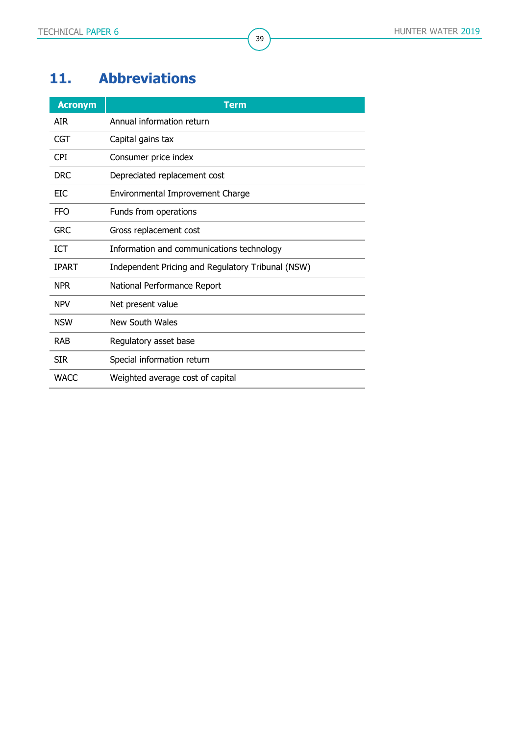# 11. Abbreviations

| Acronym | Term |
|---|---|
| AIR | Annual information return |
| CGT | Capital gains tax |
| CPI | Consumer price index |
| DRC | Depreciated replacement cost |
| EIC | Environmental Improvement Charge |
| FFO | Funds from operations |
| GRC | Gross replacement cost |
| ICT | Information and communications technology |
| IPART | Independent Pricing and Regulatory Tribunal (NSW) |
| NPR | National Performance Report |
| NPV | Net present value |
| NSW | New South Wales |
| RAB | Regulatory asset base |
| SIR | Special information return |
| WACC | Weighted average cost of capital |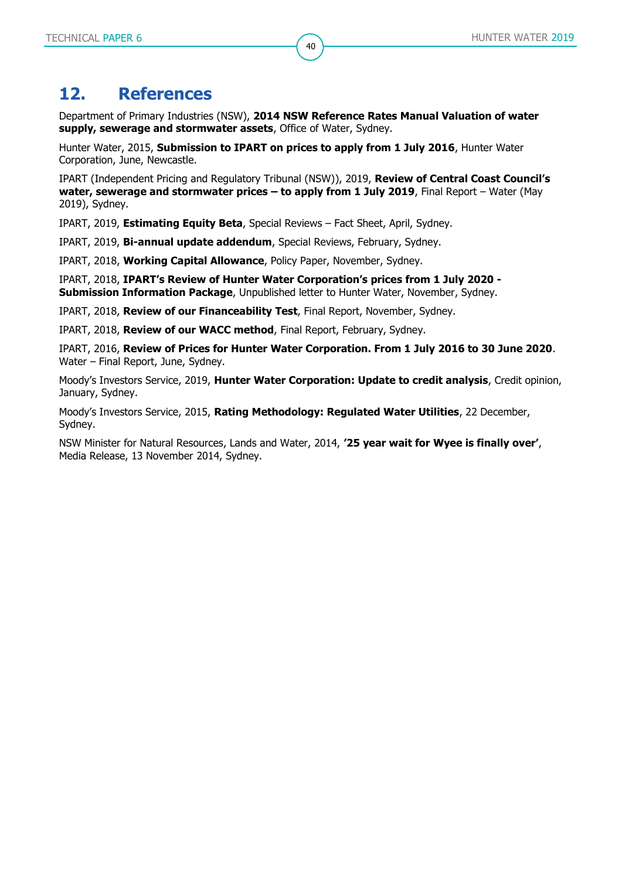# 12. References

Department of Primary Industries (NSW), **2014 NSW Reference Rates Manual Valuation of water supply, sewerage and stormwater assets**, Office of Water, Sydney.

Hunter Water, 2015, **Submission to IPART on prices to apply from 1 July 2016**, Hunter Water Corporation, June, Newcastle.

IPART (Independent Pricing and Regulatory Tribunal (NSW)), 2019, **Review of Central Coast Council's water, sewerage and stormwater prices – to apply from 1 July 2019**, Final Report – Water (May 2019), Sydney.

IPART, 2019, **Estimating Equity Beta**, Special Reviews – Fact Sheet, April, Sydney.

IPART, 2019, **Bi-annual update addendum**, Special Reviews, February, Sydney.

IPART, 2018, **Working Capital Allowance**, Policy Paper, November, Sydney.

IPART, 2018, **IPART's Review of Hunter Water Corporation's prices from 1 July 2020 - Submission Information Package**, Unpublished letter to Hunter Water, November, Sydney.

IPART, 2018, **Review of our Financeability Test**, Final Report, November, Sydney.

IPART, 2018, **Review of our WACC method**, Final Report, February, Sydney.

IPART, 2016, **Review of Prices for Hunter Water Corporation. From 1 July 2016 to 30 June 2020**. Water – Final Report, June, Sydney.

Moody's Investors Service, 2019, **Hunter Water Corporation: Update to credit analysis**, Credit opinion, January, Sydney.

Moody's Investors Service, 2015, **Rating Methodology: Regulated Water Utilities**, 22 December, Sydney.

NSW Minister for Natural Resources, Lands and Water, 2014, **'25 year wait for Wyee is finally over'**, Media Release, 13 November 2014, Sydney.